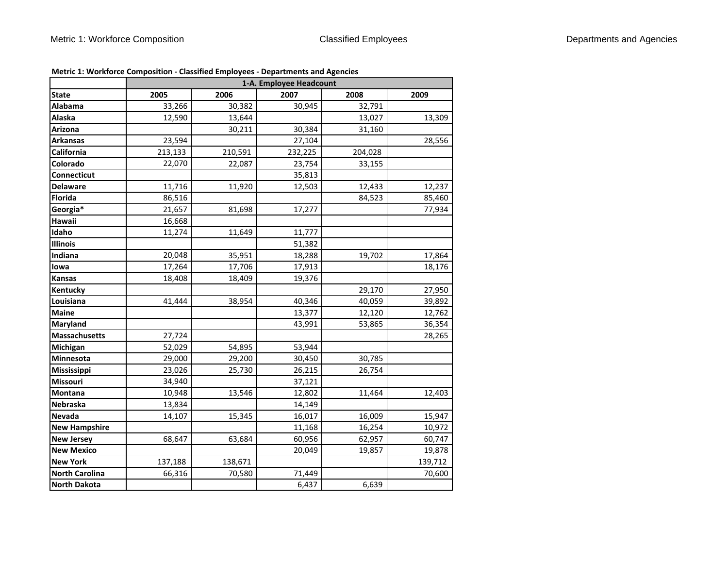**Metric 1: Workforce Composition - Classified Employees - Departments and Agencies**

| | 1-A. Employee Headcount | | | | |
|---|---|---|---|---|---|
| **State** | **2005** | **2006** | **2007** | **2008** | **2009** |
| **Alabama** | 33,266 | 30,382 | 30,945 | 32,791 | |
| **Alaska** | 12,590 | 13,644 | | 13,027 | 13,309 |
| **Arizona** | | 30,211 | 30,384 | 31,160 | |
| **Arkansas** | 23,594 | | 27,104 | | 28,556 |
| **California** | 213,133 | 210,591 | 232,225 | 204,028 | |
| **Colorado** | 22,070 | 22,087 | 23,754 | 33,155 | |
| **Connecticut** | | | 35,813 | | |
| **Delaware** | 11,716 | 11,920 | 12,503 | 12,433 | 12,237 |
| **Florida** | 86,516 | | | 84,523 | 85,460 |
| **Georgia*** | 21,657 | 81,698 | 17,277 | | 77,934 |
| **Hawaii** | 16,668 | | | | |
| **Idaho** | 11,274 | 11,649 | 11,777 | | |
| **Illinois** | | | 51,382 | | |
| **Indiana** | 20,048 | 35,951 | 18,288 | 19,702 | 17,864 |
| **Iowa** | 17,264 | 17,706 | 17,913 | | 18,176 |
| **Kansas** | 18,408 | 18,409 | 19,376 | | |
| **Kentucky** | | | | 29,170 | 27,950 |
| **Louisiana** | 41,444 | 38,954 | 40,346 | 40,059 | 39,892 |
| **Maine** | | | 13,377 | 12,120 | 12,762 |
| **Maryland** | | | 43,991 | 53,865 | 36,354 |
| **Massachusetts** | 27,724 | | | | 28,265 |
| **Michigan** | 52,029 | 54,895 | 53,944 | | |
| **Minnesota** | 29,000 | 29,200 | 30,450 | 30,785 | |
| **Mississippi** | 23,026 | 25,730 | 26,215 | 26,754 | |
| **Missouri** | 34,940 | | 37,121 | | |
| **Montana** | 10,948 | 13,546 | 12,802 | 11,464 | 12,403 |
| **Nebraska** | 13,834 | | 14,149 | | |
| **Nevada** | 14,107 | 15,345 | 16,017 | 16,009 | 15,947 |
| **New Hampshire** | | | 11,168 | 16,254 | 10,972 |
| **New Jersey** | 68,647 | 63,684 | 60,956 | 62,957 | 60,747 |
| **New Mexico** | | | 20,049 | 19,857 | 19,878 |
| **New York** | 137,188 | 138,671 | | | 139,712 |
| **North Carolina** | 66,316 | 70,580 | 71,449 | | 70,600 |
| **North Dakota** | | | 6,437 | 6,639 | |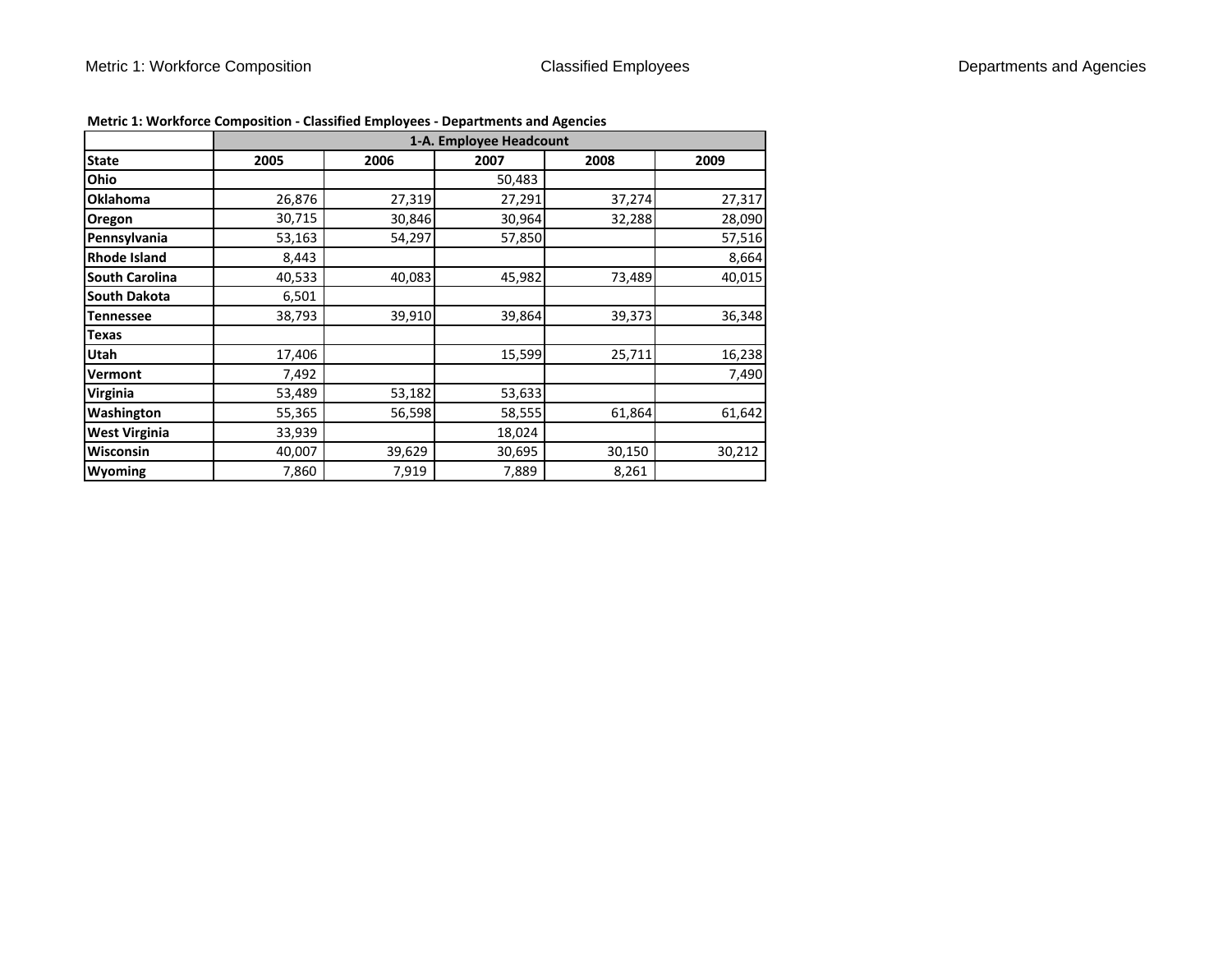**Metric 1: Workforce Composition - Classified Employees - Departments and Agencies**

| | 1-A. Employee Headcount | | | | |
|---|---|---|---|---|---|
| **State** | **2005** | **2006** | **2007** | **2008** | **2009** |
| **Ohio** | | | 50,483 | | |
| **Oklahoma** | 26,876 | 27,319 | 27,291 | 37,274 | 27,317 |
| **Oregon** | 30,715 | 30,846 | 30,964 | 32,288 | 28,090 |
| **Pennsylvania** | 53,163 | 54,297 | 57,850 | | 57,516 |
| **Rhode Island** | 8,443 | | | | 8,664 |
| **South Carolina** | 40,533 | 40,083 | 45,982 | 73,489 | 40,015 |
| **South Dakota** | 6,501 | | | | |
| **Tennessee** | 38,793 | 39,910 | 39,864 | 39,373 | 36,348 |
| **Texas** | | | | | |
| **Utah** | 17,406 | | 15,599 | 25,711 | 16,238 |
| **Vermont** | 7,492 | | | | 7,490 |
| **Virginia** | 53,489 | 53,182 | 53,633 | | |
| **Washington** | 55,365 | 56,598 | 58,555 | 61,864 | 61,642 |
| **West Virginia** | 33,939 | | 18,024 | | |
| **Wisconsin** | 40,007 | 39,629 | 30,695 | 30,150 | 30,212 |
| **Wyoming** | 7,860 | 7,919 | 7,889 | 8,261 | |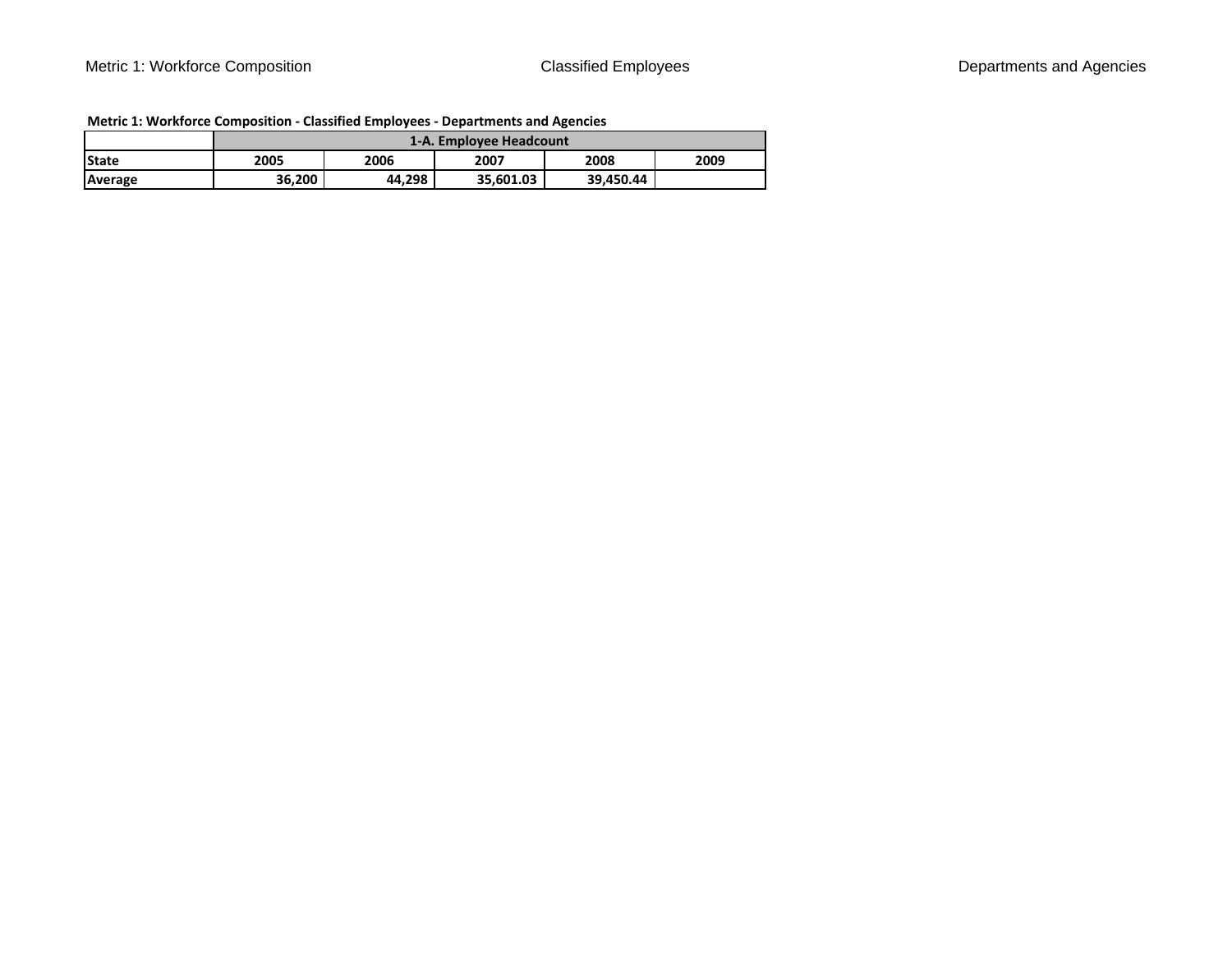**Metric 1: Workforce Composition - Classified Employees - Departments and Agencies**

| | 1-A. Employee Headcount | | | | |
|---|---|---|---|---|---|
| **State** | **2005** | **2006** | **2007** | **2008** | **2009** |
| **Average** | 36,200 | 44,298 | 35,601.03 | 39,450.44 | |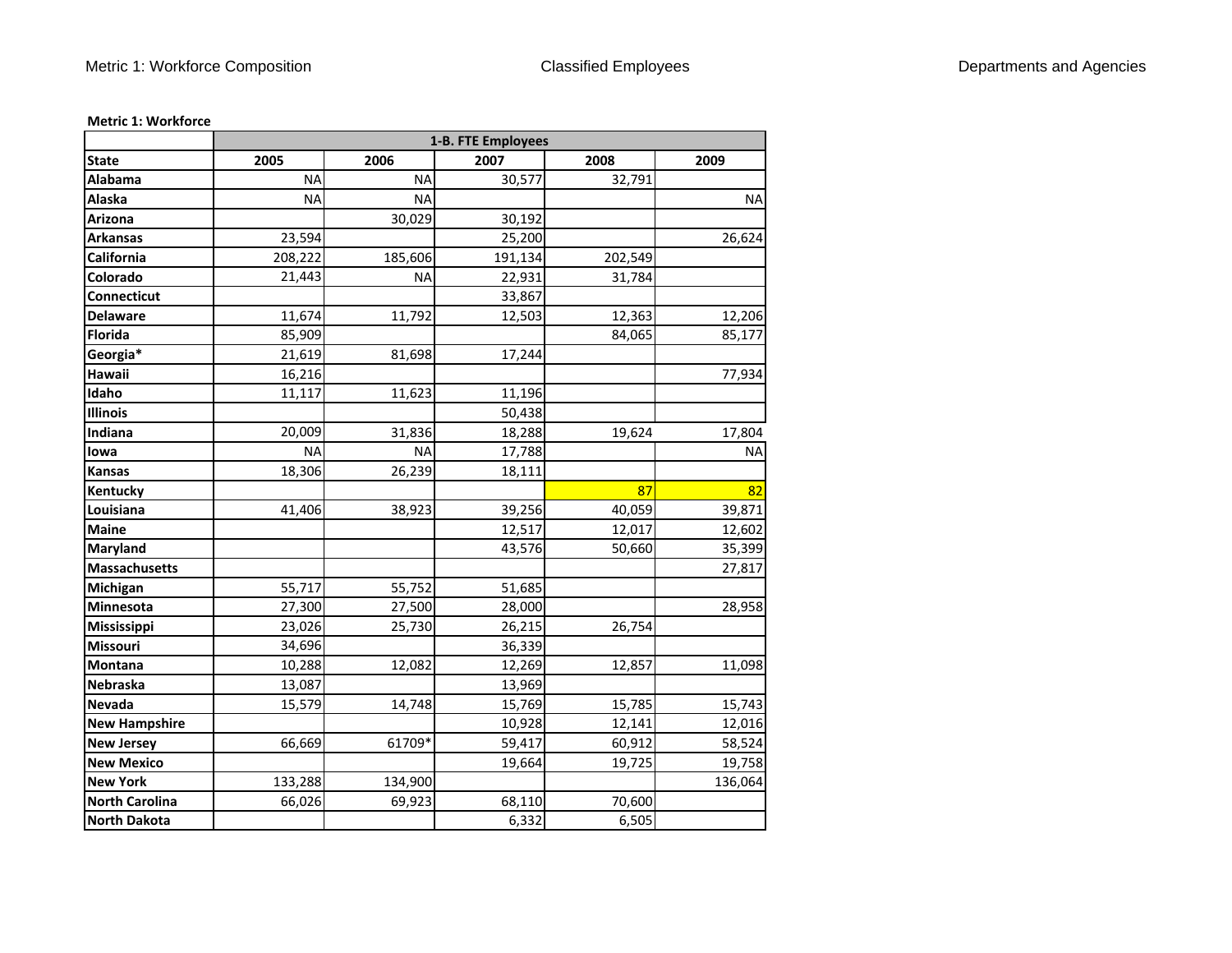**Metric 1: Workforce**

| State | 1-B. FTE Employees | | | | |
|---|---|---|---|---|---|
| | 2005 | 2006 | 2007 | 2008 | 2009 |
| Alabama | NA | NA | 30,577 | 32,791 | |
| Alaska | NA | NA | | | NA |
| Arizona | | 30,029 | 30,192 | | |
| Arkansas | 23,594 | | 25,200 | | 26,624 |
| California | 208,222 | 185,606 | 191,134 | 202,549 | |
| Colorado | 21,443 | NA | 22,931 | 31,784 | |
| Connecticut | | | 33,867 | | |
| Delaware | 11,674 | 11,792 | 12,503 | 12,363 | 12,206 |
| Florida | 85,909 | | | 84,065 | 85,177 |
| Georgia* | 21,619 | 81,698 | 17,244 | | |
| Hawaii | 16,216 | | | | 77,934 |
| Idaho | 11,117 | 11,623 | 11,196 | | |
| Illinois | | | 50,438 | | |
| Indiana | 20,009 | 31,836 | 18,288 | 19,624 | 17,804 |
| Iowa | NA | NA | 17,788 | | NA |
| Kansas | 18,306 | 26,239 | 18,111 | | |
| Kentucky | | | | 87 | 82 |
| Louisiana | 41,406 | 38,923 | 39,256 | 40,059 | 39,871 |
| Maine | | | 12,517 | 12,017 | 12,602 |
| Maryland | | | 43,576 | 50,660 | 35,399 |
| Massachusetts | | | | | 27,817 |
| Michigan | 55,717 | 55,752 | 51,685 | | |
| Minnesota | 27,300 | 27,500 | 28,000 | | 28,958 |
| Mississippi | 23,026 | 25,730 | 26,215 | 26,754 | |
| Missouri | 34,696 | | 36,339 | | |
| Montana | 10,288 | 12,082 | 12,269 | 12,857 | 11,098 |
| Nebraska | 13,087 | | 13,969 | | |
| Nevada | 15,579 | 14,748 | 15,769 | 15,785 | 15,743 |
| New Hampshire | | | 10,928 | 12,141 | 12,016 |
| New Jersey | 66,669 | 61709* | 59,417 | 60,912 | 58,524 |
| New Mexico | | | 19,664 | 19,725 | 19,758 |
| New York | 133,288 | 134,900 | | | 136,064 |
| North Carolina | 66,026 | 69,923 | 68,110 | 70,600 | |
| North Dakota | | | 6,332 | 6,505 | |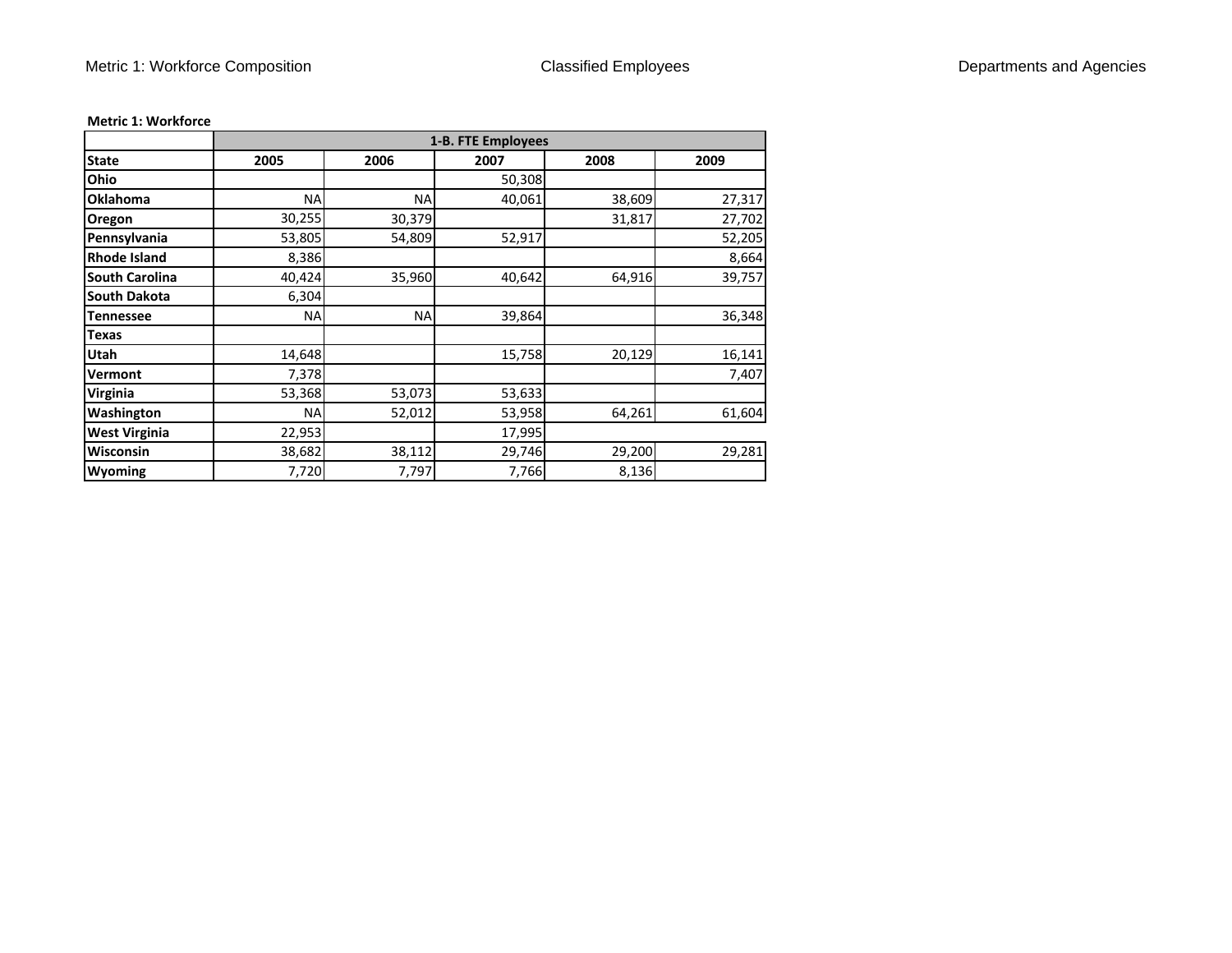**Metric 1: Workforce**

| | 1-B. FTE Employees | | | | |
|---|---|---|---|---|---|
| **State** | **2005** | **2006** | **2007** | **2008** | **2009** |
| **Ohio** | | | 50,308 | | |
| **Oklahoma** | NA | NA | 40,061 | 38,609 | 27,317 |
| **Oregon** | 30,255 | 30,379 | | 31,817 | 27,702 |
| **Pennsylvania** | 53,805 | 54,809 | 52,917 | | 52,205 |
| **Rhode Island** | 8,386 | | | | 8,664 |
| **South Carolina** | 40,424 | 35,960 | 40,642 | 64,916 | 39,757 |
| **South Dakota** | 6,304 | | | | |
| **Tennessee** | NA | NA | 39,864 | | 36,348 |
| **Texas** | | | | | |
| **Utah** | 14,648 | | 15,758 | 20,129 | 16,141 |
| **Vermont** | 7,378 | | | | 7,407 |
| **Virginia** | 53,368 | 53,073 | 53,633 | | |
| **Washington** | NA | 52,012 | 53,958 | 64,261 | 61,604 |
| **West Virginia** | 22,953 | | 17,995 | | |
| **Wisconsin** | 38,682 | 38,112 | 29,746 | 29,200 | 29,281 |
| **Wyoming** | 7,720 | 7,797 | 7,766 | 8,136 | |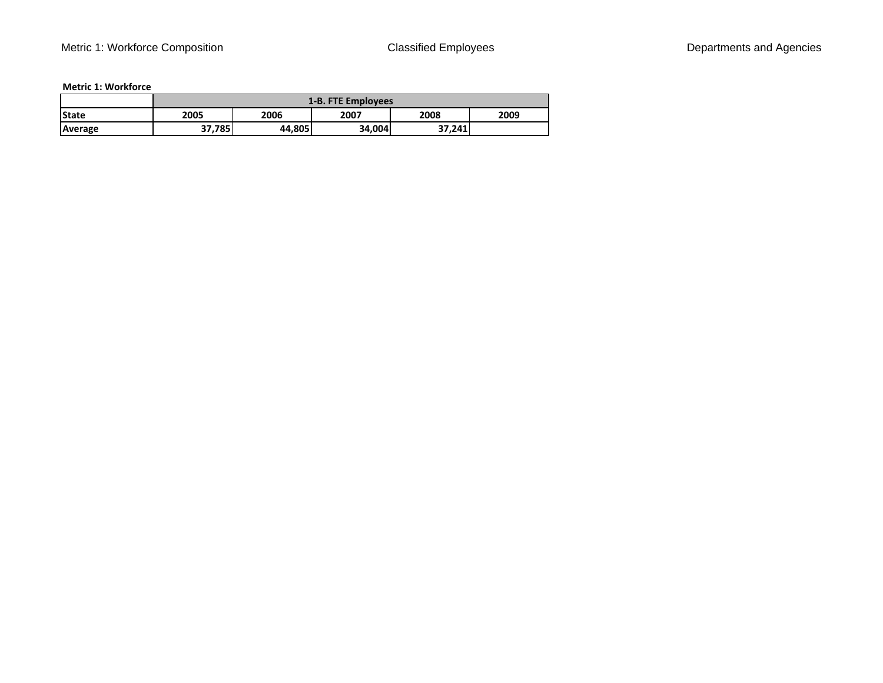**Metric 1: Workforce**

| | 1-B. FTE Employees | | | | |
|---|---|---|---|---|---|
| **State** | **2005** | **2006** | **2007** | **2008** | **2009** |
| **Average** | **37,785** | **44,805** | **34,004** | **37,241** | |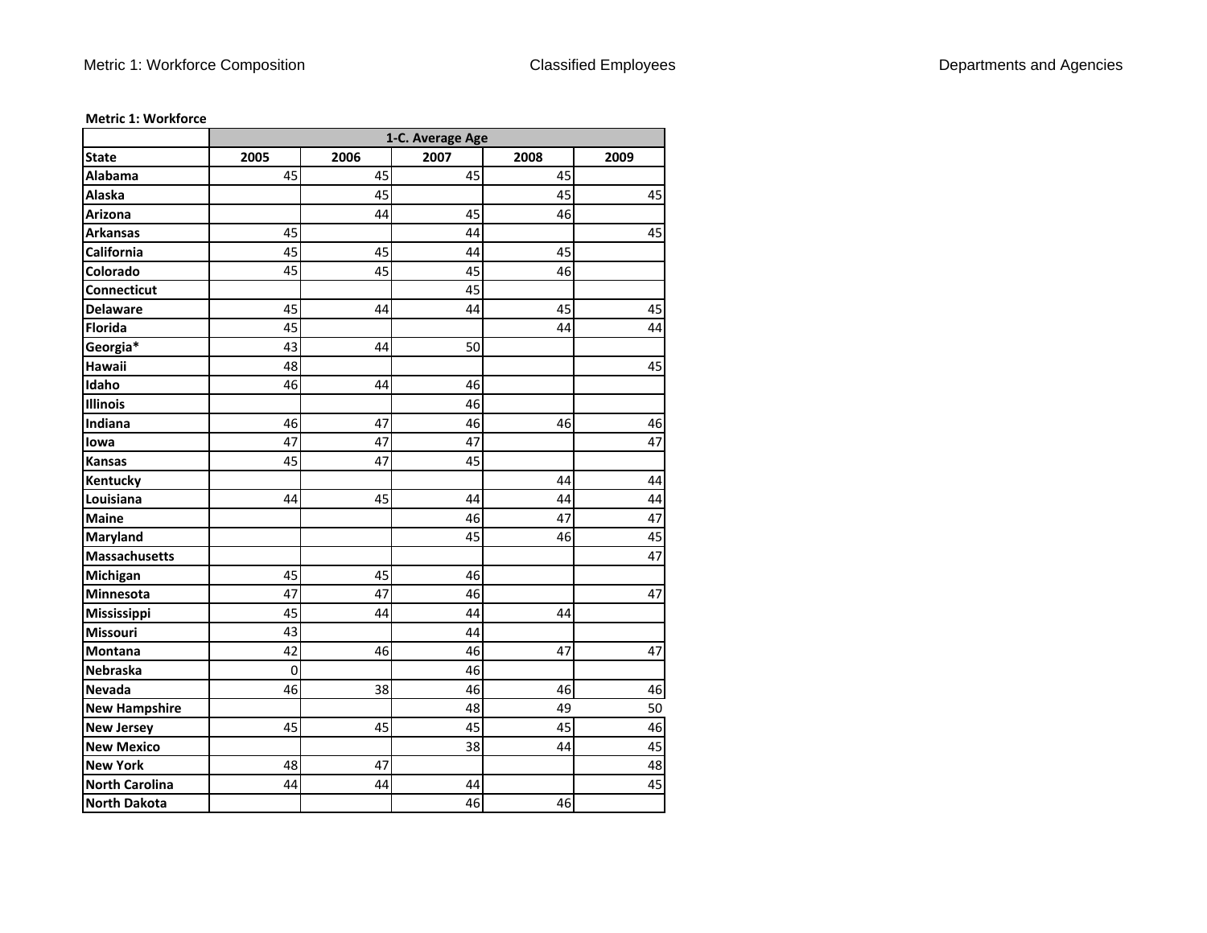**Metric 1: Workforce**

| | 1-C. Average Age | | | | |
|---|---|---|---|---|---|
| **State** | **2005** | **2006** | **2007** | **2008** | **2009** |
| **Alabama** | 45 | 45 | 45 | 45 | |
| **Alaska** | | 45 | | 45 | 45 |
| **Arizona** | | 44 | 45 | 46 | |
| **Arkansas** | 45 | | 44 | | 45 |
| **California** | 45 | 45 | 44 | 45 | |
| **Colorado** | 45 | 45 | 45 | 46 | |
| **Connecticut** | | | 45 | | |
| **Delaware** | 45 | 44 | 44 | 45 | 45 |
| **Florida** | 45 | | | 44 | 44 |
| **Georgia*** | 43 | 44 | 50 | | |
| **Hawaii** | 48 | | | | 45 |
| **Idaho** | 46 | 44 | 46 | | |
| **Illinois** | | | 46 | | |
| **Indiana** | 46 | 47 | 46 | 46 | 46 |
| **Iowa** | 47 | 47 | 47 | | 47 |
| **Kansas** | 45 | 47 | 45 | | |
| **Kentucky** | | | | 44 | 44 |
| **Louisiana** | 44 | 45 | 44 | 44 | 44 |
| **Maine** | | | 46 | 47 | 47 |
| **Maryland** | | | 45 | 46 | 45 |
| **Massachusetts** | | | | | 47 |
| **Michigan** | 45 | 45 | 46 | | |
| **Minnesota** | 47 | 47 | 46 | | 47 |
| **Mississippi** | 45 | 44 | 44 | 44 | |
| **Missouri** | 43 | | 44 | | |
| **Montana** | 42 | 46 | 46 | 47 | 47 |
| **Nebraska** | 0 | | 46 | | |
| **Nevada** | 46 | 38 | 46 | 46 | 46 |
| **New Hampshire** | | | 48 | 49 | 50 |
| **New Jersey** | 45 | 45 | 45 | 45 | 46 |
| **New Mexico** | | | 38 | 44 | 45 |
| **New York** | 48 | 47 | | | 48 |
| **North Carolina** | 44 | 44 | 44 | | 45 |
| **North Dakota** | | | 46 | 46 | |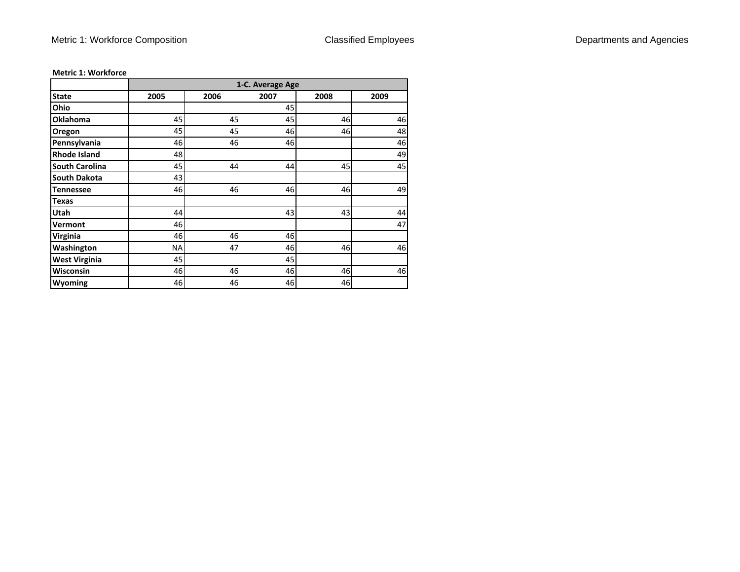**Metric 1: Workforce**

| State | 1-C. Average Age | | | | |
|---|---|---|---|---|---|
| | 2005 | 2006 | 2007 | 2008 | 2009 |
| **Ohio** | | | 45 | | |
| **Oklahoma** | 45 | 45 | 45 | 46 | 46 |
| **Oregon** | 45 | 45 | 46 | 46 | 48 |
| **Pennsylvania** | 46 | 46 | 46 | | 46 |
| **Rhode Island** | 48 | | | | 49 |
| **South Carolina** | 45 | 44 | 44 | 45 | 45 |
| **South Dakota** | 43 | | | | |
| **Tennessee** | 46 | 46 | 46 | 46 | 49 |
| **Texas** | | | | | |
| **Utah** | 44 | | 43 | 43 | 44 |
| **Vermont** | 46 | | | | 47 |
| **Virginia** | 46 | 46 | 46 | | |
| **Washington** | NA | 47 | 46 | 46 | 46 |
| **West Virginia** | 45 | | 45 | | |
| **Wisconsin** | 46 | 46 | 46 | 46 | 46 |
| **Wyoming** | 46 | 46 | 46 | 46 | |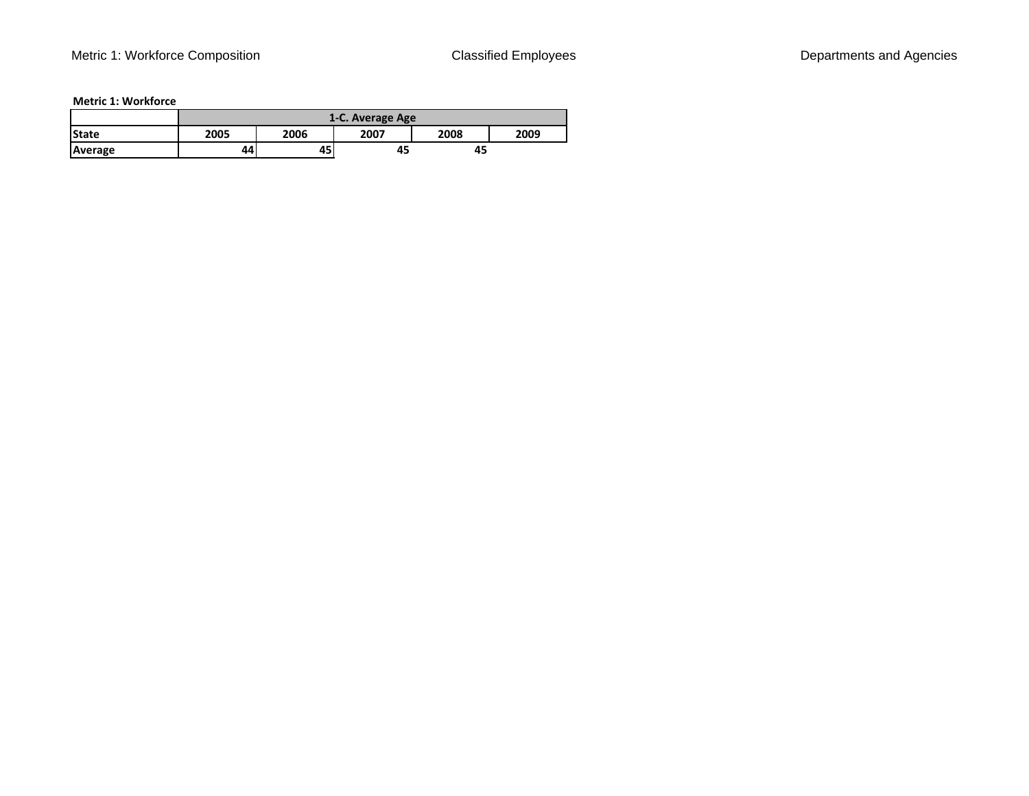**Metric 1: Workforce**

| | 1-C. Average Age | | | | |
|---|---|---|---|---|---|
| **State** | **2005** | **2006** | **2007** | **2008** | **2009** |
| **Average** | 44 | 45 | 45 | 45 | |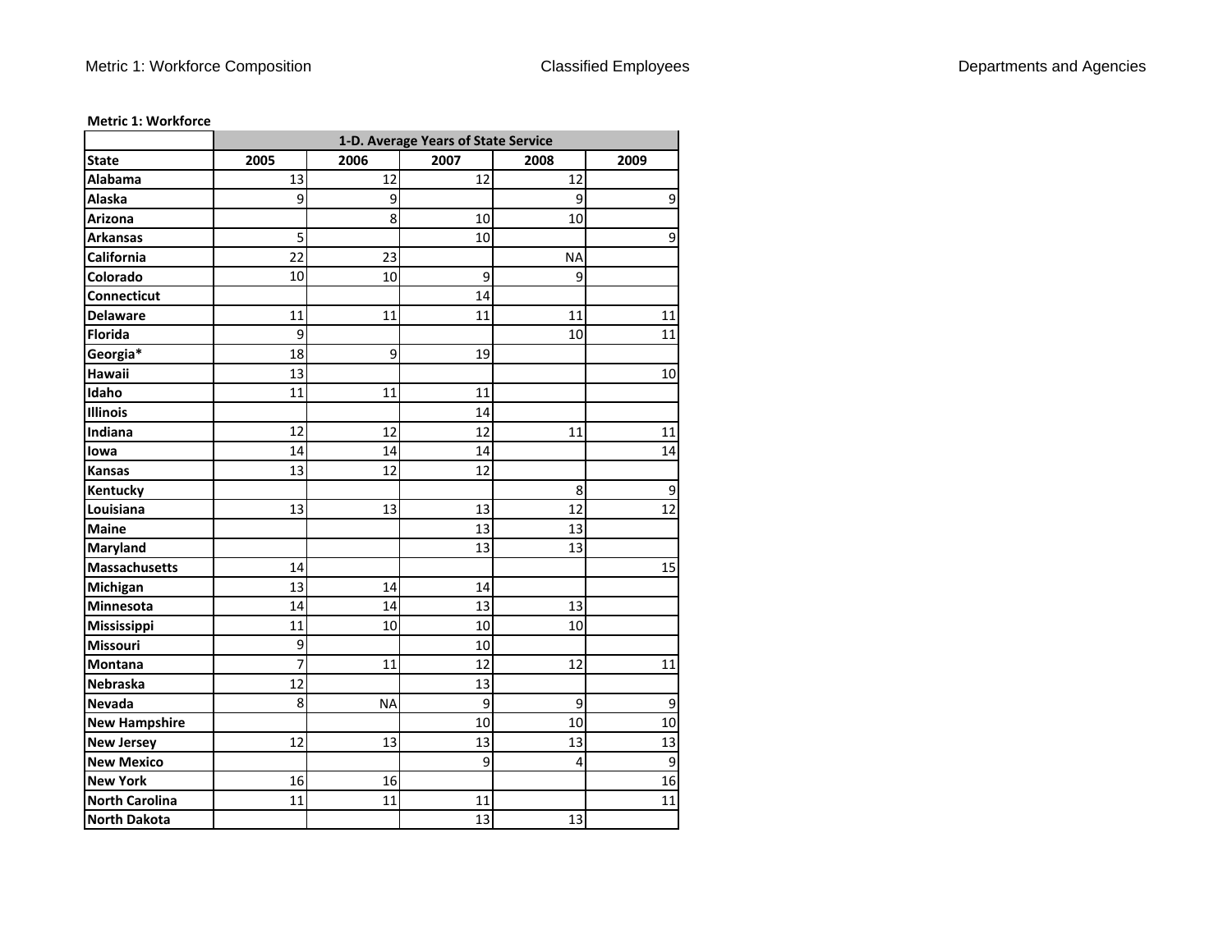**Metric 1: Workforce**

| | 1-D. Average Years of State Service | | | | |
|---|---|---|---|---|---|
| **State** | **2005** | **2006** | **2007** | **2008** | **2009** |
| **Alabama** | 13 | 12 | 12 | 12 | |
| **Alaska** | 9 | 9 | | 9 | 9 |
| **Arizona** | | 8 | 10 | 10 | |
| **Arkansas** | 5 | | 10 | | 9 |
| **California** | 22 | 23 | | NA | |
| **Colorado** | 10 | 10 | 9 | 9 | |
| **Connecticut** | | | 14 | | |
| **Delaware** | 11 | 11 | 11 | 11 | 11 |
| **Florida** | 9 | | | 10 | 11 |
| **Georgia*** | 18 | 9 | 19 | | |
| **Hawaii** | 13 | | | | 10 |
| **Idaho** | 11 | 11 | 11 | | |
| **Illinois** | | | 14 | | |
| **Indiana** | 12 | 12 | 12 | 11 | 11 |
| **Iowa** | 14 | 14 | 14 | | 14 |
| **Kansas** | 13 | 12 | 12 | | |
| **Kentucky** | | | | 8 | 9 |
| **Louisiana** | 13 | 13 | 13 | 12 | 12 |
| **Maine** | | | 13 | 13 | |
| **Maryland** | | | 13 | 13 | |
| **Massachusetts** | 14 | | | | 15 |
| **Michigan** | 13 | 14 | 14 | | |
| **Minnesota** | 14 | 14 | 13 | 13 | |
| **Mississippi** | 11 | 10 | 10 | 10 | |
| **Missouri** | 9 | | 10 | | |
| **Montana** | 7 | 11 | 12 | 12 | 11 |
| **Nebraska** | 12 | | 13 | | |
| **Nevada** | 8 | NA | 9 | 9 | 9 |
| **New Hampshire** | | | 10 | 10 | 10 |
| **New Jersey** | 12 | 13 | 13 | 13 | 13 |
| **New Mexico** | | | 9 | 4 | 9 |
| **New York** | 16 | 16 | | | 16 |
| **North Carolina** | 11 | 11 | 11 | | 11 |
| **North Dakota** | | | 13 | 13 | |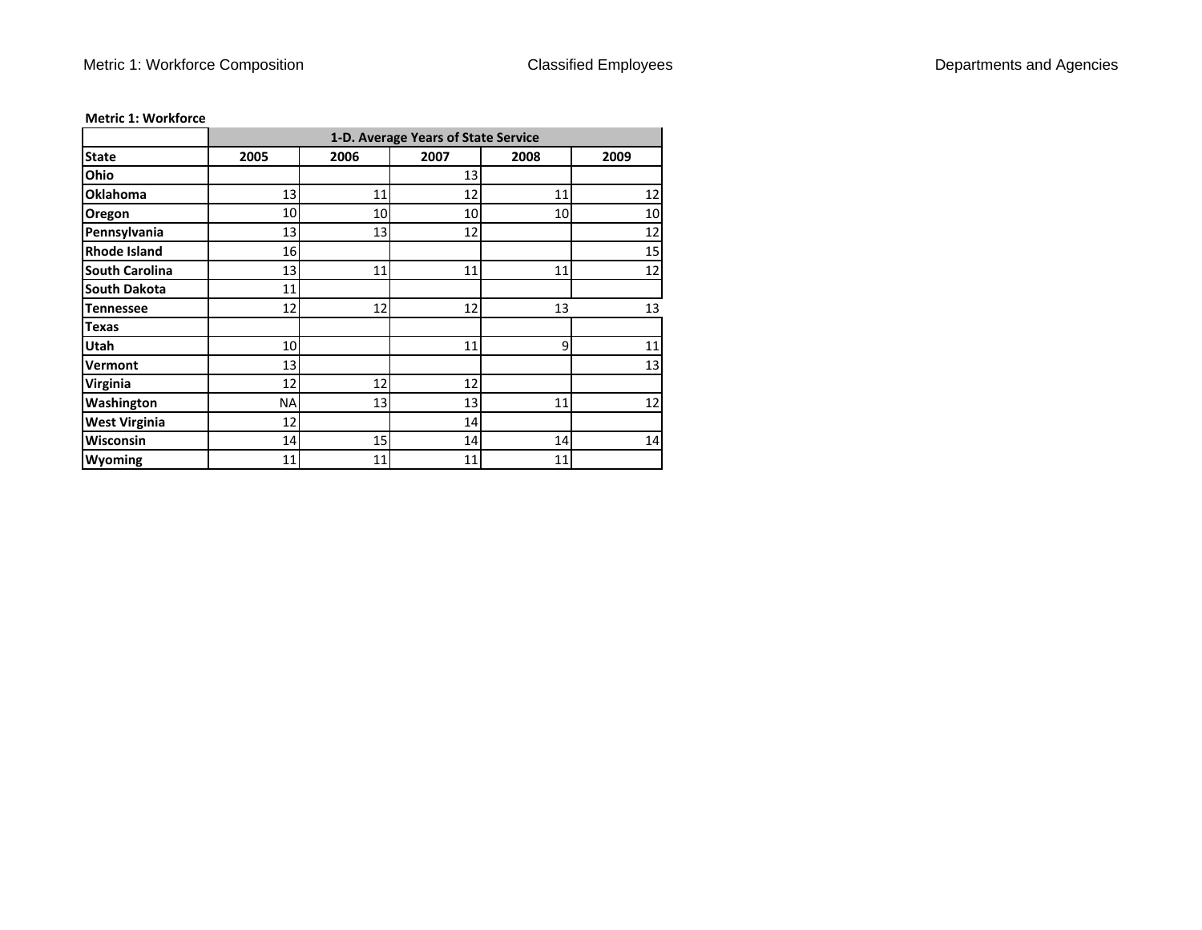**Metric 1: Workforce**

| | 1-D. Average Years of State Service | | | | |
|---|---|---|---|---|---|
| **State** | **2005** | **2006** | **2007** | **2008** | **2009** |
| **Ohio** | | | 13 | | |
| **Oklahoma** | 13 | 11 | 12 | 11 | 12 |
| **Oregon** | 10 | 10 | 10 | 10 | 10 |
| **Pennsylvania** | 13 | 13 | 12 | | 12 |
| **Rhode Island** | 16 | | | | 15 |
| **South Carolina** | 13 | 11 | 11 | 11 | 12 |
| **South Dakota** | 11 | | | | |
| **Tennessee** | 12 | 12 | 12 | 13 | 13 |
| **Texas** | | | | | |
| **Utah** | 10 | | 11 | 9 | 11 |
| **Vermont** | 13 | | | | 13 |
| **Virginia** | 12 | 12 | 12 | | |
| **Washington** | NA | 13 | 13 | 11 | 12 |
| **West Virginia** | 12 | | 14 | | |
| **Wisconsin** | 14 | 15 | 14 | 14 | 14 |
| **Wyoming** | 11 | 11 | 11 | 11 | |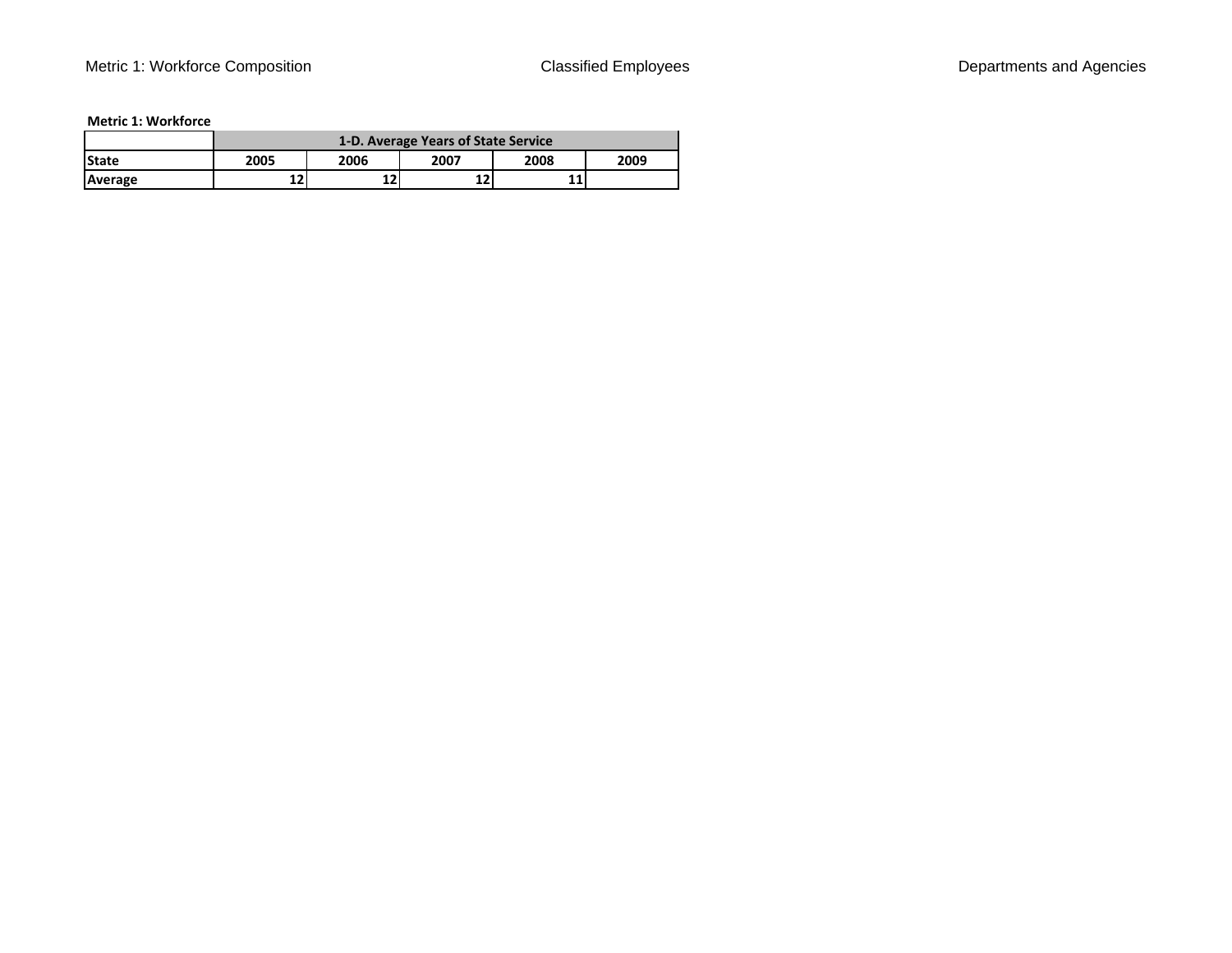**Metric 1: Workforce**

| | 1-D. Average Years of State Service | | | | |
|---|---|---|---|---|---|
| **State** | **2005** | **2006** | **2007** | **2008** | **2009** |
| **Average** | 12 | 12 | 12 | 11 | |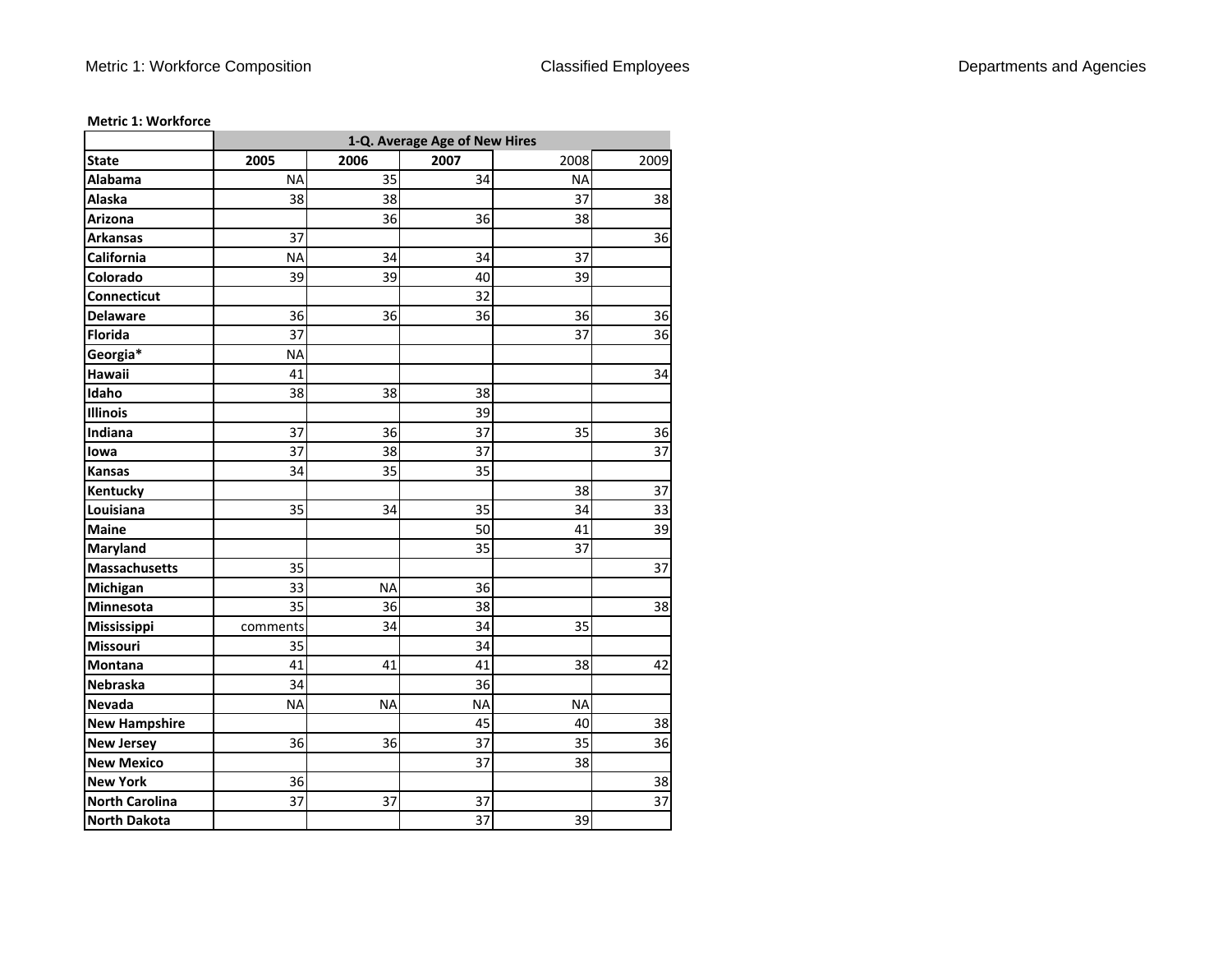**Metric 1: Workforce**

| | 1-Q. Average Age of New Hires | | | | |
|---|---|---|---|---|---|
| **State** | **2005** | **2006** | **2007** | 2008 | 2009 |
| **Alabama** | NA | 35 | 34 | NA | |
| **Alaska** | 38 | 38 | | 37 | 38 |
| **Arizona** | | 36 | 36 | 38 | |
| **Arkansas** | 37 | | | | 36 |
| **California** | NA | 34 | 34 | 37 | |
| **Colorado** | 39 | 39 | 40 | 39 | |
| **Connecticut** | | | 32 | | |
| **Delaware** | 36 | 36 | 36 | 36 | 36 |
| **Florida** | 37 | | | 37 | 36 |
| **Georgia*** | NA | | | | |
| **Hawaii** | 41 | | | | 34 |
| **Idaho** | 38 | 38 | 38 | | |
| **Illinois** | | | 39 | | |
| **Indiana** | 37 | 36 | 37 | 35 | 36 |
| **Iowa** | 37 | 38 | 37 | | 37 |
| **Kansas** | 34 | 35 | 35 | | |
| **Kentucky** | | | | 38 | 37 |
| **Louisiana** | 35 | 34 | 35 | 34 | 33 |
| **Maine** | | | 50 | 41 | 39 |
| **Maryland** | | | 35 | 37 | |
| **Massachusetts** | 35 | | | | 37 |
| **Michigan** | 33 | NA | 36 | | |
| **Minnesota** | 35 | 36 | 38 | | 38 |
| **Mississippi** | comments | 34 | 34 | 35 | |
| **Missouri** | 35 | | 34 | | |
| **Montana** | 41 | 41 | 41 | 38 | 42 |
| **Nebraska** | 34 | | 36 | | |
| **Nevada** | NA | NA | NA | NA | |
| **New Hampshire** | | | 45 | 40 | 38 |
| **New Jersey** | 36 | 36 | 37 | 35 | 36 |
| **New Mexico** | | | 37 | 38 | |
| **New York** | 36 | | | | 38 |
| **North Carolina** | 37 | 37 | 37 | | 37 |
| **North Dakota** | | | 37 | 39 | |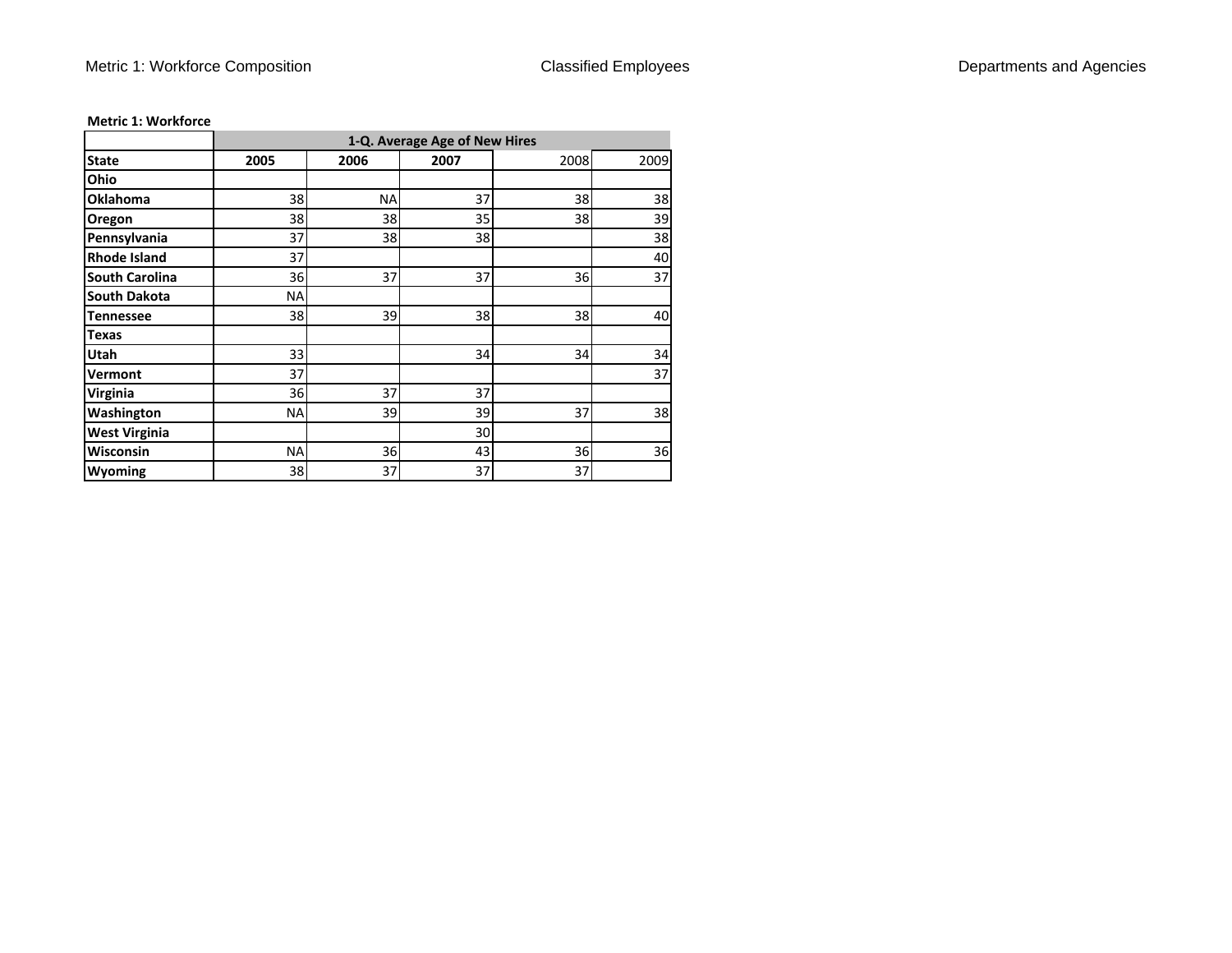**Metric 1: Workforce**

| | 1-Q. Average Age of New Hires | | | | |
|---|---|---|---|---|---|
| **State** | **2005** | **2006** | **2007** | 2008 | 2009 |
| **Ohio** | | | | | |
| **Oklahoma** | 38 | NA | 37 | 38 | 38 |
| **Oregon** | 38 | 38 | 35 | 38 | 39 |
| **Pennsylvania** | 37 | 38 | 38 | | 38 |
| **Rhode Island** | 37 | | | | 40 |
| **South Carolina** | 36 | 37 | 37 | 36 | 37 |
| **South Dakota** | NA | | | | |
| **Tennessee** | 38 | 39 | 38 | 38 | 40 |
| **Texas** | | | | | |
| **Utah** | 33 | | 34 | 34 | 34 |
| **Vermont** | 37 | | | | 37 |
| **Virginia** | 36 | 37 | 37 | | |
| **Washington** | NA | 39 | 39 | 37 | 38 |
| **West Virginia** | | | 30 | | |
| **Wisconsin** | NA | 36 | 43 | 36 | 36 |
| **Wyoming** | 38 | 37 | 37 | 37 | |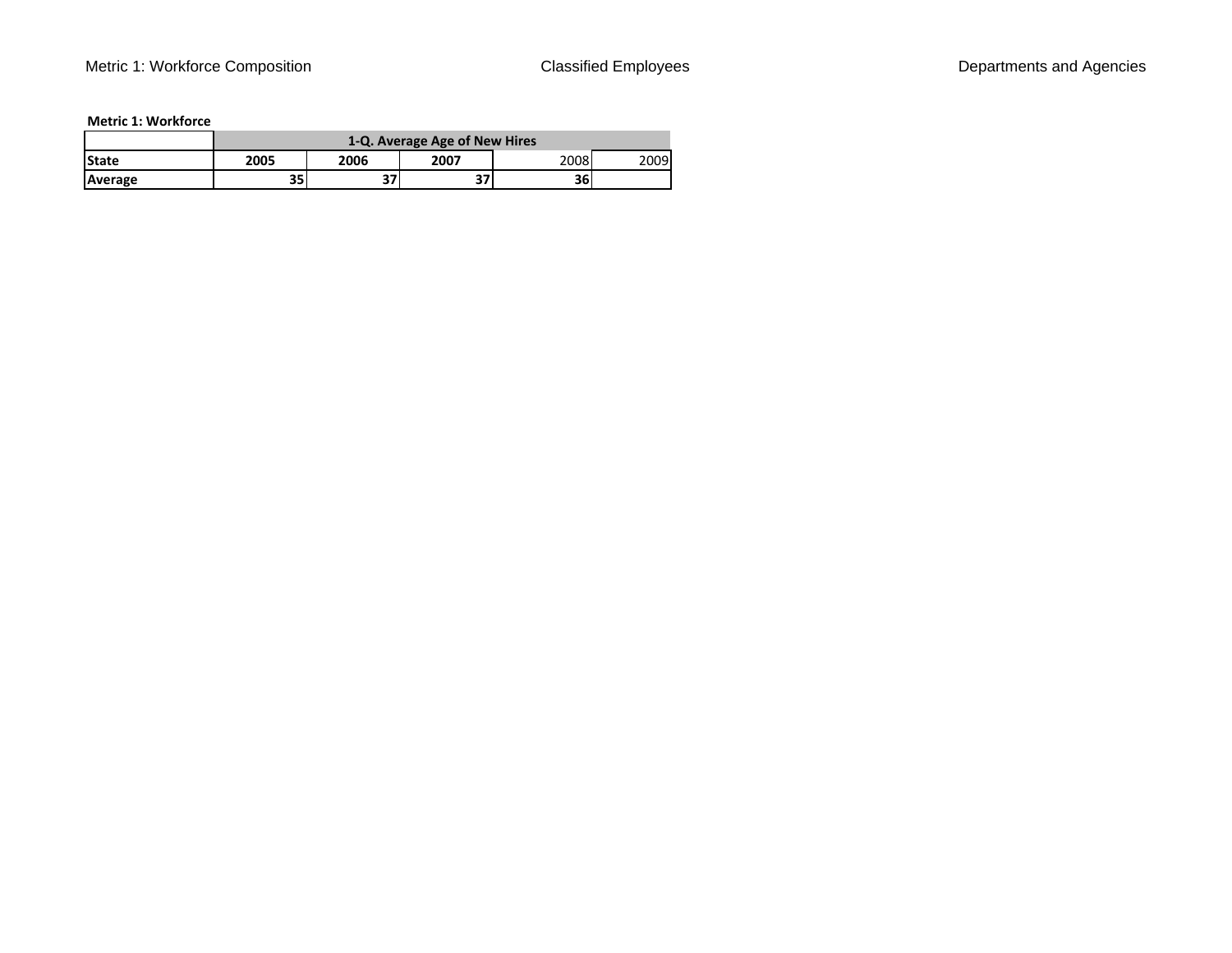**Metric 1: Workforce**

| | 1-Q. Average Age of New Hires | | | | |
|---|---|---|---|---|---|
| **State** | **2005** | **2006** | **2007** | 2008 | 2009 |
| **Average** | **35** | **37** | **37** | **36** | |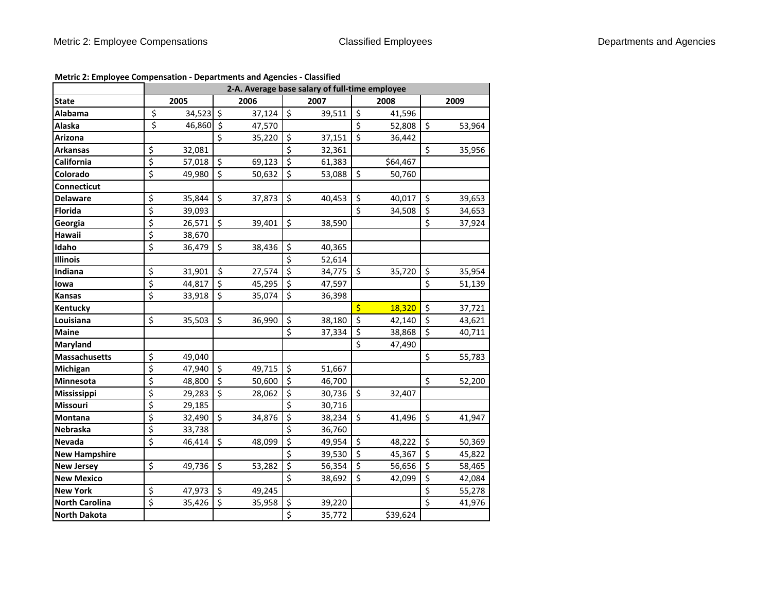Metric 2: Employee Compensations | Classified Employees | Departments and Agencies

**Metric 2: Employee Compensation - Departments and Agencies - Classified**

| | 2-A. Average base salary of full-time employee | | | | |
|---|---|---|---|---|---|
| **State** | **2005** | **2006** | **2007** | **2008** | **2009** |
| **Alabama** | $ 34,523 | $ 37,124 | $ 39,511 | $ 41,596 | |
| **Alaska** | $ 46,860 | $ 47,570 | | $ 52,808 | $ 53,964 |
| **Arizona** | | $ 35,220 | $ 37,151 | $ 36,442 | |
| **Arkansas** | $ 32,081 | | $ 32,361 | | $ 35,956 |
| **California** | $ 57,018 | $ 69,123 | $ 61,383 | $64,467 | |
| **Colorado** | $ 49,980 | $ 50,632 | $ 53,088 | $ 50,760 | |
| **Connecticut** | | | | | |
| **Delaware** | $ 35,844 | $ 37,873 | $ 40,453 | $ 40,017 | $ 39,653 |
| **Florida** | $ 39,093 | | | $ 34,508 | $ 34,653 |
| **Georgia** | $ 26,571 | $ 39,401 | $ 38,590 | | $ 37,924 |
| **Hawaii** | $ 38,670 | | | | |
| **Idaho** | $ 36,479 | $ 38,436 | $ 40,365 | | |
| **Illinois** | | | $ 52,614 | | |
| **Indiana** | $ 31,901 | $ 27,574 | $ 34,775 | $ 35,720 | $ 35,954 |
| **Iowa** | $ 44,817 | $ 45,295 | $ 47,597 | | $ 51,139 |
| **Kansas** | $ 33,918 | $ 35,074 | $ 36,398 | | |
| **Kentucky** | | | | $ 18,320 | $ 37,721 |
| **Louisiana** | $ 35,503 | $ 36,990 | $ 38,180 | $ 42,140 | $ 43,621 |
| **Maine** | | | $ 37,334 | $ 38,868 | $ 40,711 |
| **Maryland** | | | | $ 47,490 | |
| **Massachusetts** | $ 49,040 | | | | $ 55,783 |
| **Michigan** | $ 47,940 | $ 49,715 | $ 51,667 | | |
| **Minnesota** | $ 48,800 | $ 50,600 | $ 46,700 | | $ 52,200 |
| **Mississippi** | $ 29,283 | $ 28,062 | $ 30,736 | $ 32,407 | |
| **Missouri** | $ 29,185 | | $ 30,716 | | |
| **Montana** | $ 32,490 | $ 34,876 | $ 38,234 | $ 41,496 | $ 41,947 |
| **Nebraska** | $ 33,738 | | $ 36,760 | | |
| **Nevada** | $ 46,414 | $ 48,099 | $ 49,954 | $ 48,222 | $ 50,369 |
| **New Hampshire** | | | $ 39,530 | $ 45,367 | $ 45,822 |
| **New Jersey** | $ 49,736 | $ 53,282 | $ 56,354 | $ 56,656 | $ 58,465 |
| **New Mexico** | | | $ 38,692 | $ 42,099 | $ 42,084 |
| **New York** | $ 47,973 | $ 49,245 | | | $ 55,278 |
| **North Carolina** | $ 35,426 | $ 35,958 | $ 39,220 | | $ 41,976 |
| **North Dakota** | | | $ 35,772 | $39,624 | |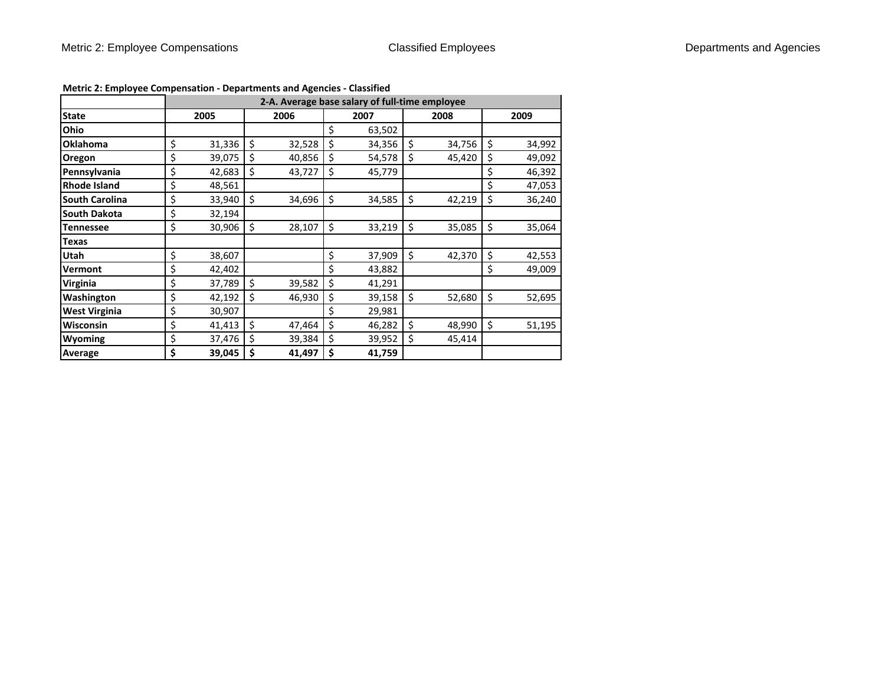**Metric 2: Employee Compensation - Departments and Agencies - Classified**

| | 2-A. Average base salary of full-time employee | | | | |
|---|---|---|---|---|---|
| **State** | **2005** | **2006** | **2007** | **2008** | **2009** |
| **Ohio** | | | $ 63,502 | | |
| **Oklahoma** | $ 31,336 | $ 32,528 | $ 34,356 | $ 34,756 | $ 34,992 |
| **Oregon** | $ 39,075 | $ 40,856 | $ 54,578 | $ 45,420 | $ 49,092 |
| **Pennsylvania** | $ 42,683 | $ 43,727 | $ 45,779 | | $ 46,392 |
| **Rhode Island** | $ 48,561 | | | | $ 47,053 |
| **South Carolina** | $ 33,940 | $ 34,696 | $ 34,585 | $ 42,219 | $ 36,240 |
| **South Dakota** | $ 32,194 | | | | |
| **Tennessee** | $ 30,906 | $ 28,107 | $ 33,219 | $ 35,085 | $ 35,064 |
| **Texas** | | | | | |
| **Utah** | $ 38,607 | | $ 37,909 | $ 42,370 | $ 42,553 |
| **Vermont** | $ 42,402 | | $ 43,882 | | $ 49,009 |
| **Virginia** | $ 37,789 | $ 39,582 | $ 41,291 | | |
| **Washington** | $ 42,192 | $ 46,930 | $ 39,158 | $ 52,680 | $ 52,695 |
| **West Virginia** | $ 30,907 | | $ 29,981 | | |
| **Wisconsin** | $ 41,413 | $ 47,464 | $ 46,282 | $ 48,990 | $ 51,195 |
| **Wyoming** | $ 37,476 | $ 39,384 | $ 39,952 | $ 45,414 | |
| **Average** | **$ 39,045** | **$ 41,497** | **$ 41,759** | | |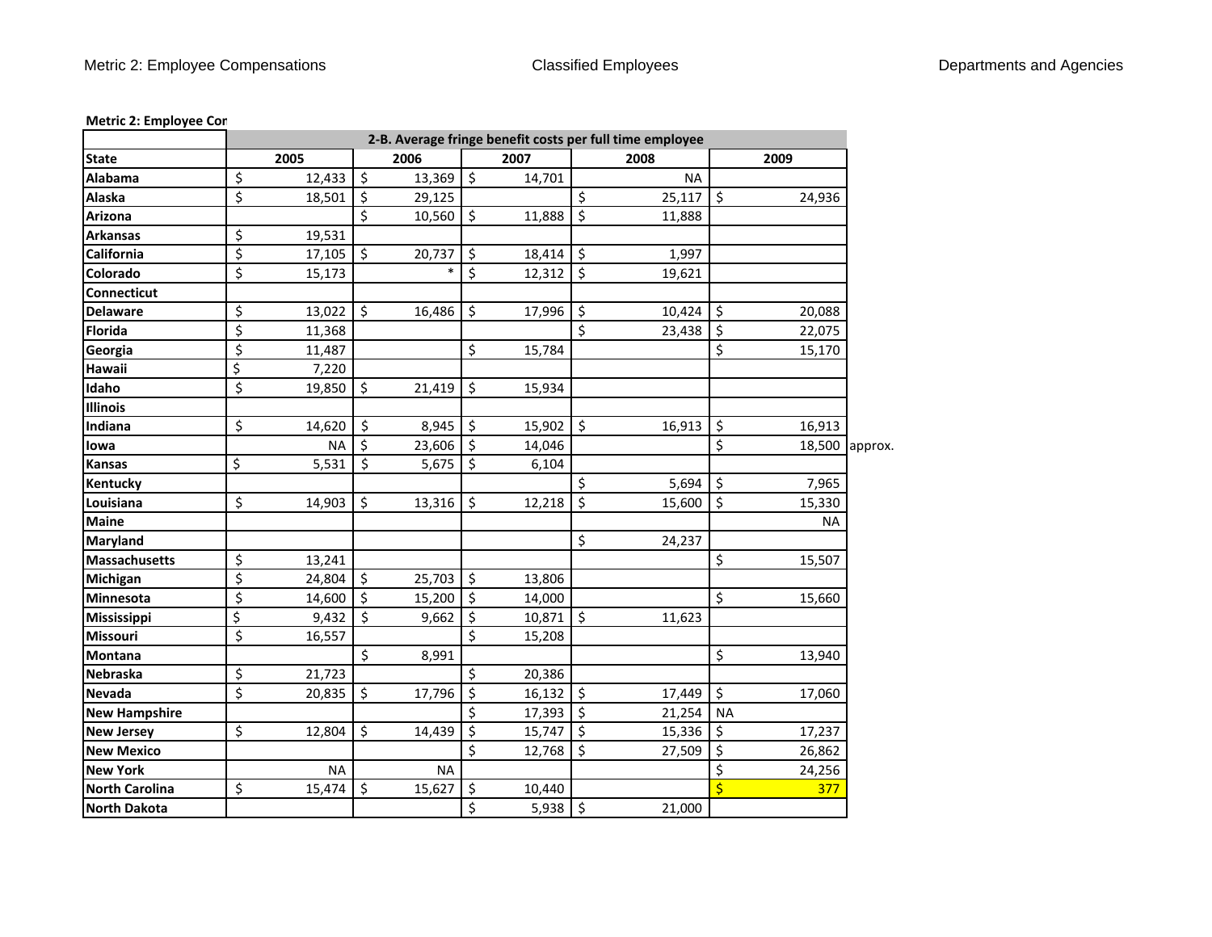**Metric 2: Employee Cor**

| State | 2-B. Average fringe benefit costs per full time employee | | | | |
|---|---|---|---|---|---|
| | 2005 | 2006 | 2007 | 2008 | 2009 |
| Alabama | $ 12,433 | $ 13,369 | $ 14,701 | NA | |
| Alaska | $ 18,501 | $ 29,125 | | $ 25,117 | $ 24,936 |
| Arizona | | $ 10,560 | $ 11,888 | $ 11,888 | |
| Arkansas | $ 19,531 | | | | |
| California | $ 17,105 | $ 20,737 | $ 18,414 | $ 1,997 | |
| Colorado | $ 15,173 | * | $ 12,312 | $ 19,621 | |
| Connecticut | | | | | |
| Delaware | $ 13,022 | $ 16,486 | $ 17,996 | $ 10,424 | $ 20,088 |
| Florida | $ 11,368 | | | $ 23,438 | $ 22,075 |
| Georgia | $ 11,487 | | $ 15,784 | | $ 15,170 |
| Hawaii | $ 7,220 | | | | |
| Idaho | $ 19,850 | $ 21,419 | $ 15,934 | | |
| Illinois | | | | | |
| Indiana | $ 14,620 | $ 8,945 | $ 15,902 | $ 16,913 | $ 16,913 |
| Iowa | NA | $ 23,606 | $ 14,046 | | $ 18,500 approx. |
| Kansas | $ 5,531 | $ 5,675 | $ 6,104 | | |
| Kentucky | | | | $ 5,694 | $ 7,965 |
| Louisiana | $ 14,903 | $ 13,316 | $ 12,218 | $ 15,600 | $ 15,330 |
| Maine | | | | | NA |
| Maryland | | | | $ 24,237 | |
| Massachusetts | $ 13,241 | | | | $ 15,507 |
| Michigan | $ 24,804 | $ 25,703 | $ 13,806 | | |
| Minnesota | $ 14,600 | $ 15,200 | $ 14,000 | | $ 15,660 |
| Mississippi | $ 9,432 | $ 9,662 | $ 10,871 | $ 11,623 | |
| Missouri | $ 16,557 | | $ 15,208 | | |
| Montana | | $ 8,991 | | | $ 13,940 |
| Nebraska | $ 21,723 | | $ 20,386 | | |
| Nevada | $ 20,835 | $ 17,796 | $ 16,132 | $ 17,449 | $ 17,060 |
| New Hampshire | | | $ 17,393 | $ 21,254 | NA |
| New Jersey | $ 12,804 | $ 14,439 | $ 15,747 | $ 15,336 | $ 17,237 |
| New Mexico | | | $ 12,768 | $ 27,509 | $ 26,862 |
| New York | NA | NA | | | $ 24,256 |
| North Carolina | $ 15,474 | $ 15,627 | $ 10,440 | | $ 377 |
| North Dakota | | | $ 5,938 | $ 21,000 | |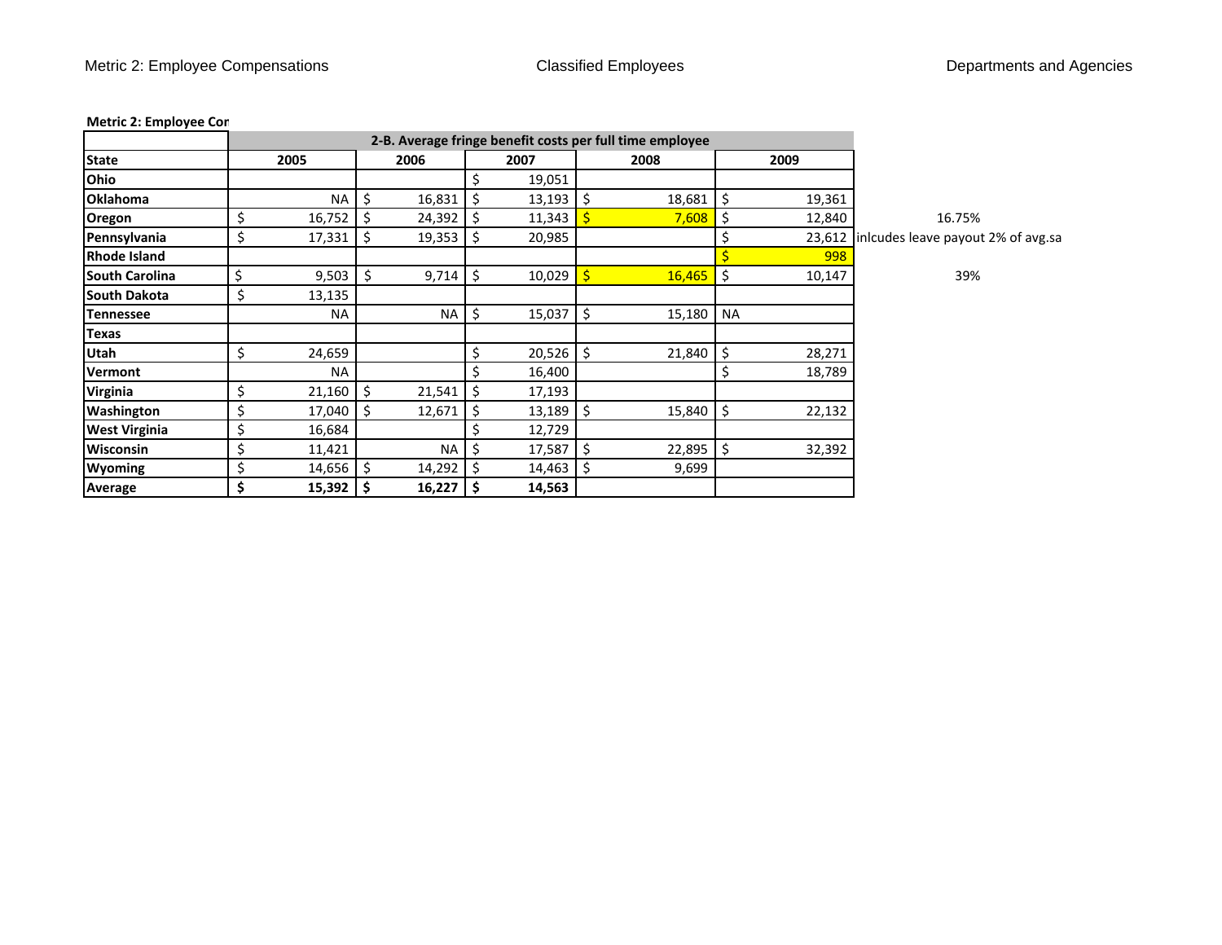**Metric 2: Employee Cor**

| State | 2-B. Average fringe benefit costs per full time employee | | | | | |
|---|---|---|---|---|---|---|
| | 2005 | 2006 | 2007 | 2008 | 2009 | |
| Ohio | | | $ 19,051 | | | |
| Oklahoma | NA | $ 16,831 | $ 13,193 | $ 18,681 | $ 19,361 | |
| Oregon | $ 16,752 | $ 24,392 | $ 11,343 | $ 7,608 | $ 12,840 | 16.75% |
| Pennsylvania | $ 17,331 | $ 19,353 | $ 20,985 | | $ 23,612 | inlcudes leave payout 2% of avg.sa |
| Rhode Island | | | | | $ 998 | |
| South Carolina | $ 9,503 | $ 9,714 | $ 10,029 | $ 16,465 | $ 10,147 | 39% |
| South Dakota | $ 13,135 | | | | | |
| Tennessee | NA | NA | $ 15,037 | $ 15,180 | NA | |
| Texas | | | | | | |
| Utah | $ 24,659 | | $ 20,526 | $ 21,840 | $ 28,271 | |
| Vermont | NA | | $ 16,400 | | $ 18,789 | |
| Virginia | $ 21,160 | $ 21,541 | $ 17,193 | | | |
| Washington | $ 17,040 | $ 12,671 | $ 13,189 | $ 15,840 | $ 22,132 | |
| West Virginia | $ 16,684 | | $ 12,729 | | | |
| Wisconsin | $ 11,421 | NA | $ 17,587 | $ 22,895 | $ 32,392 | |
| Wyoming | $ 14,656 | $ 14,292 | $ 14,463 | $ 9,699 | | |
| **Average** | **$ 15,392** | **$ 16,227** | **$ 14,563** | | | |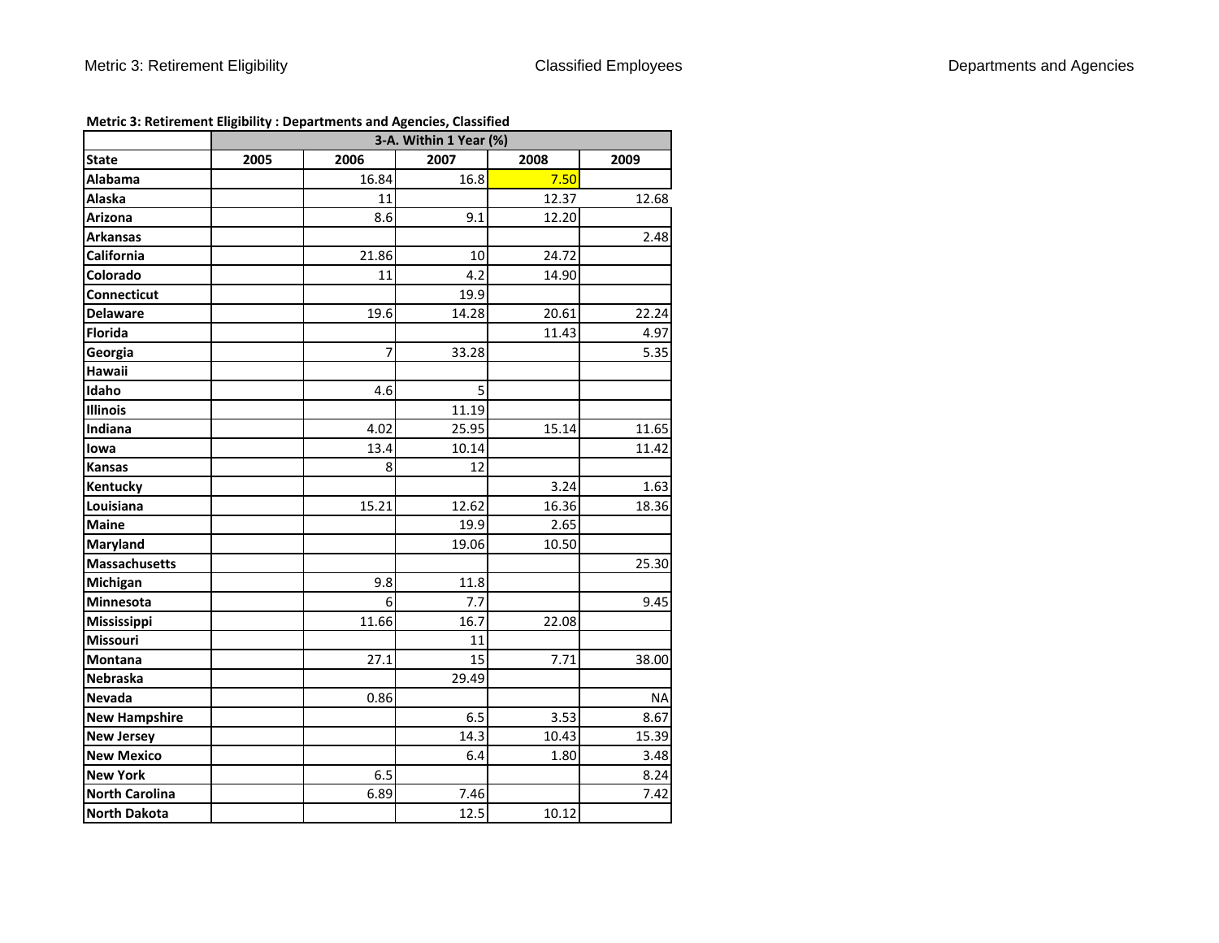**Metric 3: Retirement Eligibility : Departments and Agencies, Classified**

| | 3-A. Within 1 Year (%) | | | | |
|---|---|---|---|---|---|
| **State** | **2005** | **2006** | **2007** | **2008** | **2009** |
| **Alabama** | | 16.84 | 16.8 | 7.50 | |
| **Alaska** | | 11 | | 12.37 | 12.68 |
| **Arizona** | | 8.6 | 9.1 | 12.20 | |
| **Arkansas** | | | | | 2.48 |
| **California** | | 21.86 | 10 | 24.72 | |
| **Colorado** | | 11 | 4.2 | 14.90 | |
| **Connecticut** | | | 19.9 | | |
| **Delaware** | | 19.6 | 14.28 | 20.61 | 22.24 |
| **Florida** | | | | 11.43 | 4.97 |
| **Georgia** | | 7 | 33.28 | | 5.35 |
| **Hawaii** | | | | | |
| **Idaho** | | 4.6 | 5 | | |
| **Illinois** | | | 11.19 | | |
| **Indiana** | | 4.02 | 25.95 | 15.14 | 11.65 |
| **Iowa** | | 13.4 | 10.14 | | 11.42 |
| **Kansas** | | 8 | 12 | | |
| **Kentucky** | | | | 3.24 | 1.63 |
| **Louisiana** | | 15.21 | 12.62 | 16.36 | 18.36 |
| **Maine** | | | 19.9 | 2.65 | |
| **Maryland** | | | 19.06 | 10.50 | |
| **Massachusetts** | | | | | 25.30 |
| **Michigan** | | 9.8 | 11.8 | | |
| **Minnesota** | | 6 | 7.7 | | 9.45 |
| **Mississippi** | | 11.66 | 16.7 | 22.08 | |
| **Missouri** | | | 11 | | |
| **Montana** | | 27.1 | 15 | 7.71 | 38.00 |
| **Nebraska** | | | 29.49 | | |
| **Nevada** | | 0.86 | | | NA |
| **New Hampshire** | | | 6.5 | 3.53 | 8.67 |
| **New Jersey** | | | 14.3 | 10.43 | 15.39 |
| **New Mexico** | | | 6.4 | 1.80 | 3.48 |
| **New York** | | 6.5 | | | 8.24 |
| **North Carolina** | | 6.89 | 7.46 | | 7.42 |
| **North Dakota** | | | 12.5 | 10.12 | |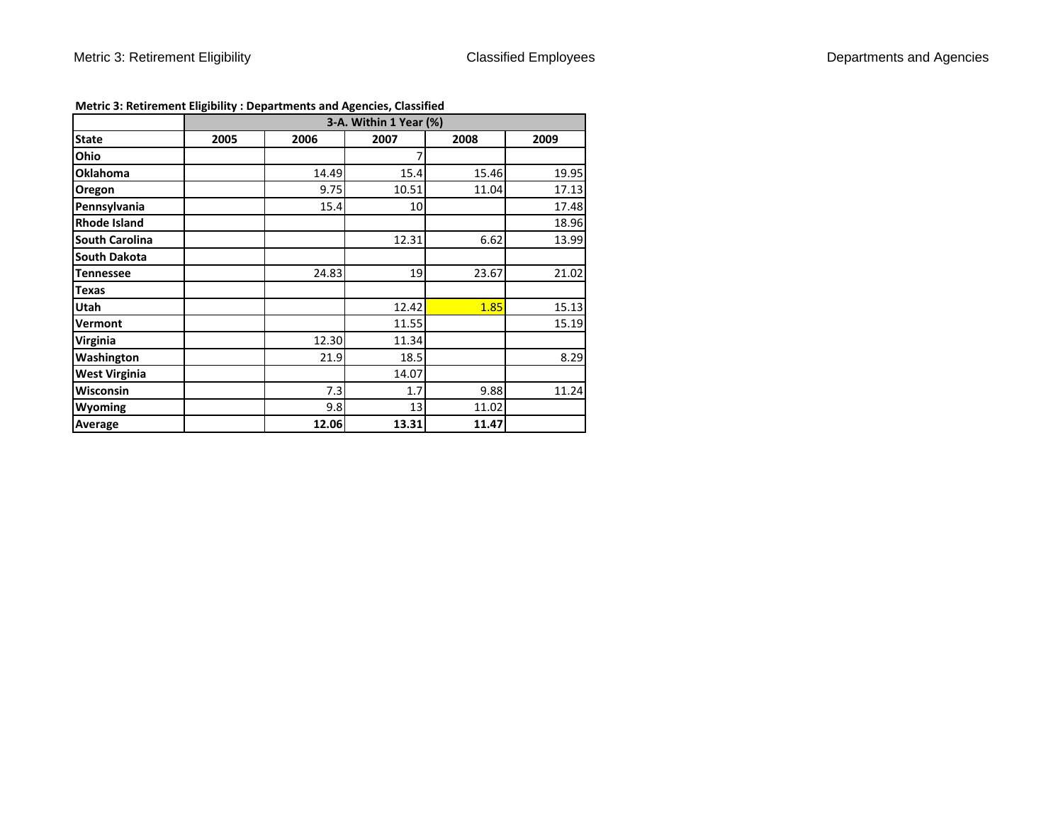**Metric 3: Retirement Eligibility : Departments and Agencies, Classified**

| | 3-A. Within 1 Year (%) | | | | |
|---|---|---|---|---|---|
| **State** | **2005** | **2006** | **2007** | **2008** | **2009** |
| **Ohio** | | | 7 | | |
| **Oklahoma** | | 14.49 | 15.4 | 15.46 | 19.95 |
| **Oregon** | | 9.75 | 10.51 | 11.04 | 17.13 |
| **Pennsylvania** | | 15.4 | 10 | | 17.48 |
| **Rhode Island** | | | | | 18.96 |
| **South Carolina** | | | 12.31 | 6.62 | 13.99 |
| **South Dakota** | | | | | |
| **Tennessee** | | 24.83 | 19 | 23.67 | 21.02 |
| **Texas** | | | | | |
| **Utah** | | | 12.42 | 1.85 | 15.13 |
| **Vermont** | | | 11.55 | | 15.19 |
| **Virginia** | | 12.30 | 11.34 | | |
| **Washington** | | 21.9 | 18.5 | | 8.29 |
| **West Virginia** | | | 14.07 | | |
| **Wisconsin** | | 7.3 | 1.7 | 9.88 | 11.24 |
| **Wyoming** | | 9.8 | 13 | 11.02 | |
| **Average** | | **12.06** | **13.31** | **11.47** | |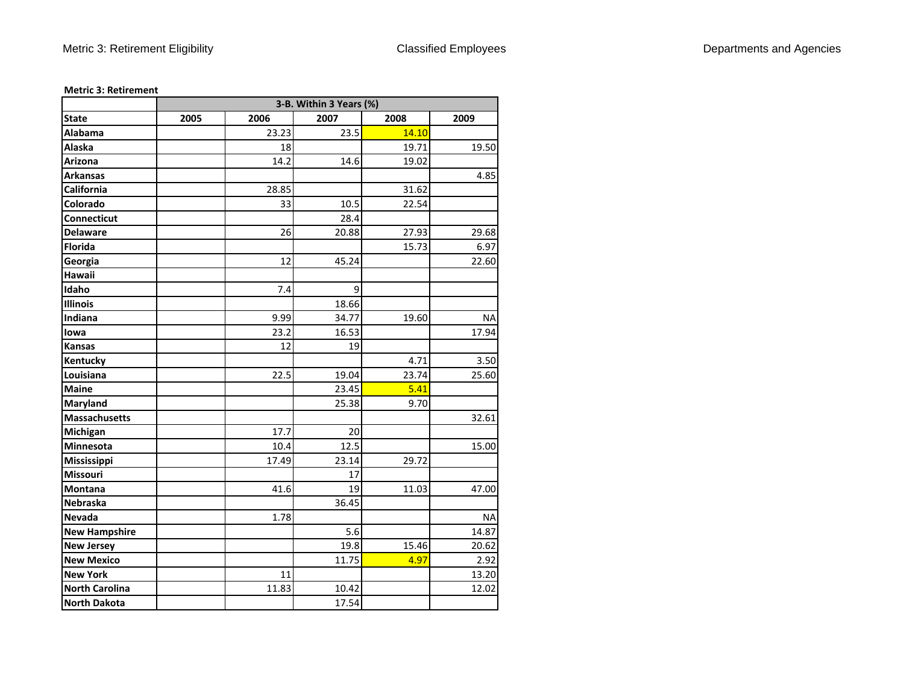Metric 3: Retirement Eligibility    Classified Employees    Departments and Agencies

**Metric 3: Retirement**

| | 3-B. Within 3 Years (%) | | | | |
|---|---|---|---|---|---|
| **State** | **2005** | **2006** | **2007** | **2008** | **2009** |
| **Alabama** | | 23.23 | 23.5 | 14.10 | |
| **Alaska** | | 18 | | 19.71 | 19.50 |
| **Arizona** | | 14.2 | 14.6 | 19.02 | |
| **Arkansas** | | | | | 4.85 |
| **California** | | 28.85 | | 31.62 | |
| **Colorado** | | 33 | 10.5 | 22.54 | |
| **Connecticut** | | | 28.4 | | |
| **Delaware** | | 26 | 20.88 | 27.93 | 29.68 |
| **Florida** | | | | 15.73 | 6.97 |
| **Georgia** | | 12 | 45.24 | | 22.60 |
| **Hawaii** | | | | | |
| **Idaho** | | 7.4 | 9 | | |
| **Illinois** | | | 18.66 | | |
| **Indiana** | | 9.99 | 34.77 | 19.60 | NA |
| **Iowa** | | 23.2 | 16.53 | | 17.94 |
| **Kansas** | | 12 | 19 | | |
| **Kentucky** | | | | 4.71 | 3.50 |
| **Louisiana** | | 22.5 | 19.04 | 23.74 | 25.60 |
| **Maine** | | | 23.45 | 5.41 | |
| **Maryland** | | | 25.38 | 9.70 | |
| **Massachusetts** | | | | | 32.61 |
| **Michigan** | | 17.7 | 20 | | |
| **Minnesota** | | 10.4 | 12.5 | | 15.00 |
| **Mississippi** | | 17.49 | 23.14 | 29.72 | |
| **Missouri** | | | 17 | | |
| **Montana** | | 41.6 | 19 | 11.03 | 47.00 |
| **Nebraska** | | | 36.45 | | |
| **Nevada** | | 1.78 | | | NA |
| **New Hampshire** | | | 5.6 | | 14.87 |
| **New Jersey** | | | 19.8 | 15.46 | 20.62 |
| **New Mexico** | | | 11.75 | 4.97 | 2.92 |
| **New York** | | 11 | | | 13.20 |
| **North Carolina** | | 11.83 | 10.42 | | 12.02 |
| **North Dakota** | | | 17.54 | | |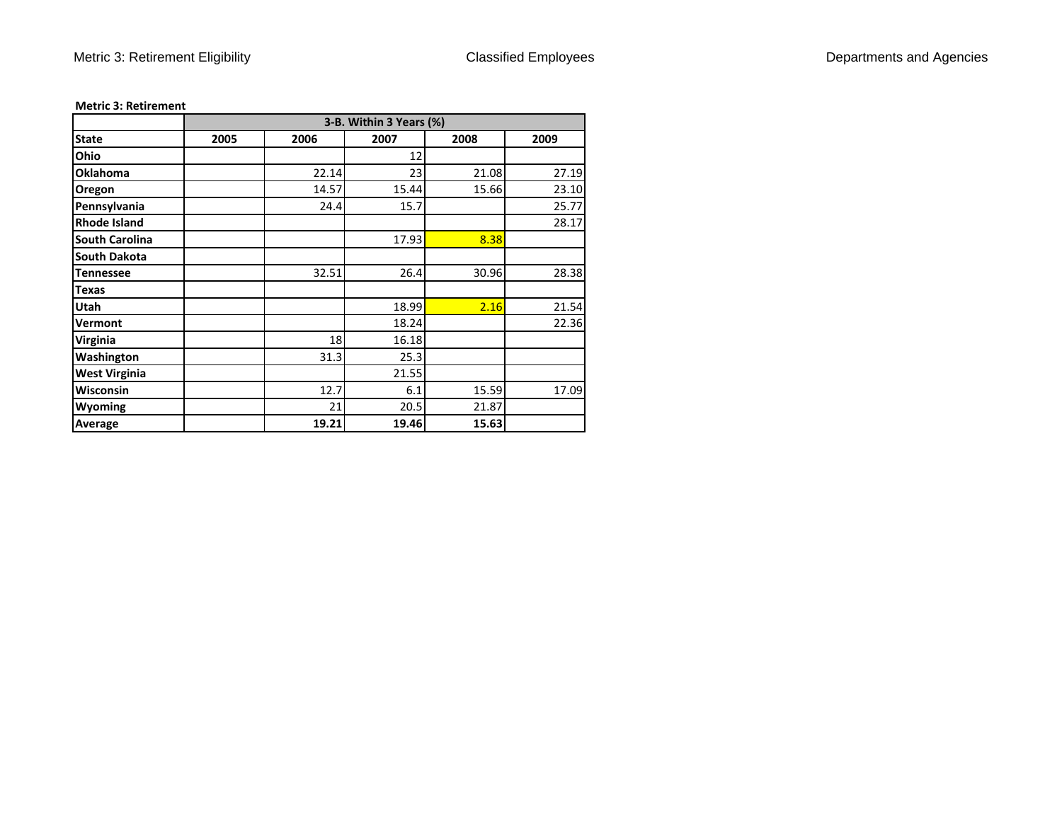**Metric 3: Retirement**

| | 3-B. Within 3 Years (%) | | | | |
|---|---|---|---|---|---|
| **State** | **2005** | **2006** | **2007** | **2008** | **2009** |
| **Ohio** | | | 12 | | |
| **Oklahoma** | | 22.14 | 23 | 21.08 | 27.19 |
| **Oregon** | | 14.57 | 15.44 | 15.66 | 23.10 |
| **Pennsylvania** | | 24.4 | 15.7 | | 25.77 |
| **Rhode Island** | | | | | 28.17 |
| **South Carolina** | | | 17.93 | 8.38 | |
| **South Dakota** | | | | | |
| **Tennessee** | | 32.51 | 26.4 | 30.96 | 28.38 |
| **Texas** | | | | | |
| **Utah** | | | 18.99 | 2.16 | 21.54 |
| **Vermont** | | | 18.24 | | 22.36 |
| **Virginia** | | 18 | 16.18 | | |
| **Washington** | | 31.3 | 25.3 | | |
| **West Virginia** | | | 21.55 | | |
| **Wisconsin** | | 12.7 | 6.1 | 15.59 | 17.09 |
| **Wyoming** | | 21 | 20.5 | 21.87 | |
| **Average** | | **19.21** | **19.46** | **15.63** | |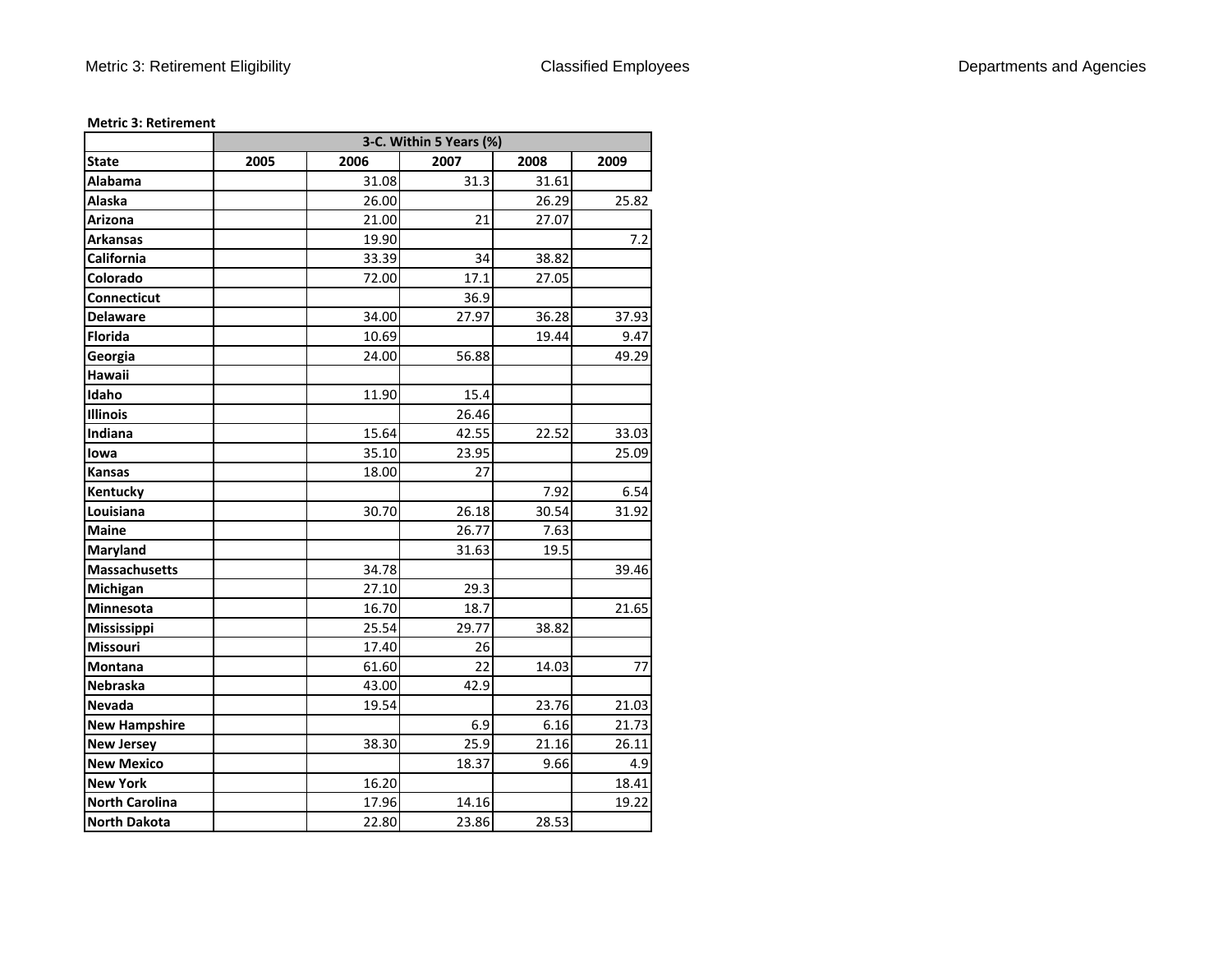**Metric 3: Retirement**

| | 3-C. Within 5 Years (%) | | | | |
|---|---|---|---|---|---|
| **State** | **2005** | **2006** | **2007** | **2008** | **2009** |
| **Alabama** | | 31.08 | 31.3 | 31.61 | |
| **Alaska** | | 26.00 | | 26.29 | 25.82 |
| **Arizona** | | 21.00 | 21 | 27.07 | |
| **Arkansas** | | 19.90 | | | 7.2 |
| **California** | | 33.39 | 34 | 38.82 | |
| **Colorado** | | 72.00 | 17.1 | 27.05 | |
| **Connecticut** | | | 36.9 | | |
| **Delaware** | | 34.00 | 27.97 | 36.28 | 37.93 |
| **Florida** | | 10.69 | | 19.44 | 9.47 |
| **Georgia** | | 24.00 | 56.88 | | 49.29 |
| **Hawaii** | | | | | |
| **Idaho** | | 11.90 | 15.4 | | |
| **Illinois** | | | 26.46 | | |
| **Indiana** | | 15.64 | 42.55 | 22.52 | 33.03 |
| **Iowa** | | 35.10 | 23.95 | | 25.09 |
| **Kansas** | | 18.00 | 27 | | |
| **Kentucky** | | | | 7.92 | 6.54 |
| **Louisiana** | | 30.70 | 26.18 | 30.54 | 31.92 |
| **Maine** | | | 26.77 | 7.63 | |
| **Maryland** | | | 31.63 | 19.5 | |
| **Massachusetts** | | 34.78 | | | 39.46 |
| **Michigan** | | 27.10 | 29.3 | | |
| **Minnesota** | | 16.70 | 18.7 | | 21.65 |
| **Mississippi** | | 25.54 | 29.77 | 38.82 | |
| **Missouri** | | 17.40 | 26 | | |
| **Montana** | | 61.60 | 22 | 14.03 | 77 |
| **Nebraska** | | 43.00 | 42.9 | | |
| **Nevada** | | 19.54 | | 23.76 | 21.03 |
| **New Hampshire** | | | 6.9 | 6.16 | 21.73 |
| **New Jersey** | | 38.30 | 25.9 | 21.16 | 26.11 |
| **New Mexico** | | | 18.37 | 9.66 | 4.9 |
| **New York** | | 16.20 | | | 18.41 |
| **North Carolina** | | 17.96 | 14.16 | | 19.22 |
| **North Dakota** | | 22.80 | 23.86 | 28.53 | |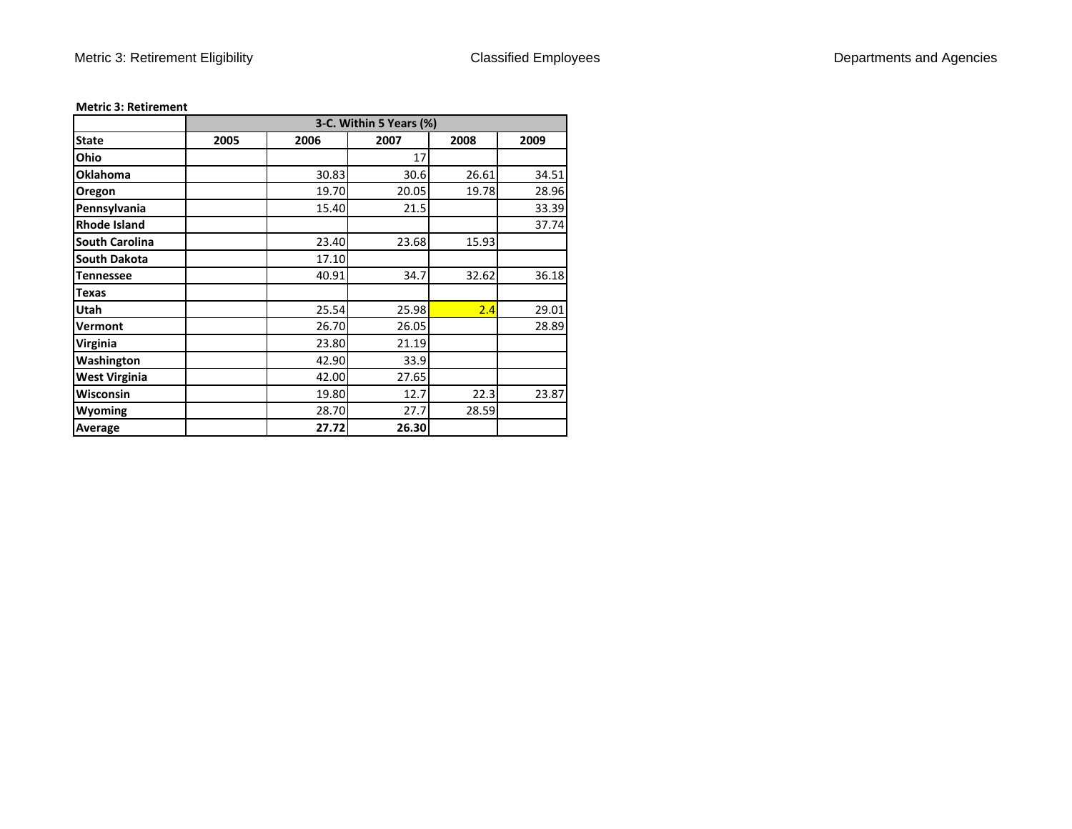**Metric 3: Retirement**

| | 3-C. Within 5 Years (%) | | | | |
|---|---|---|---|---|---|
| **State** | **2005** | **2006** | **2007** | **2008** | **2009** |
| **Ohio** | | | 17 | | |
| **Oklahoma** | | 30.83 | 30.6 | 26.61 | 34.51 |
| **Oregon** | | 19.70 | 20.05 | 19.78 | 28.96 |
| **Pennsylvania** | | 15.40 | 21.5 | | 33.39 |
| **Rhode Island** | | | | | 37.74 |
| **South Carolina** | | 23.40 | 23.68 | 15.93 | |
| **South Dakota** | | 17.10 | | | |
| **Tennessee** | | 40.91 | 34.7 | 32.62 | 36.18 |
| **Texas** | | | | | |
| **Utah** | | 25.54 | 25.98 | 2.4 | 29.01 |
| **Vermont** | | 26.70 | 26.05 | | 28.89 |
| **Virginia** | | 23.80 | 21.19 | | |
| **Washington** | | 42.90 | 33.9 | | |
| **West Virginia** | | 42.00 | 27.65 | | |
| **Wisconsin** | | 19.80 | 12.7 | 22.3 | 23.87 |
| **Wyoming** | | 28.70 | 27.7 | 28.59 | |
| **Average** | | **27.72** | **26.30** | | |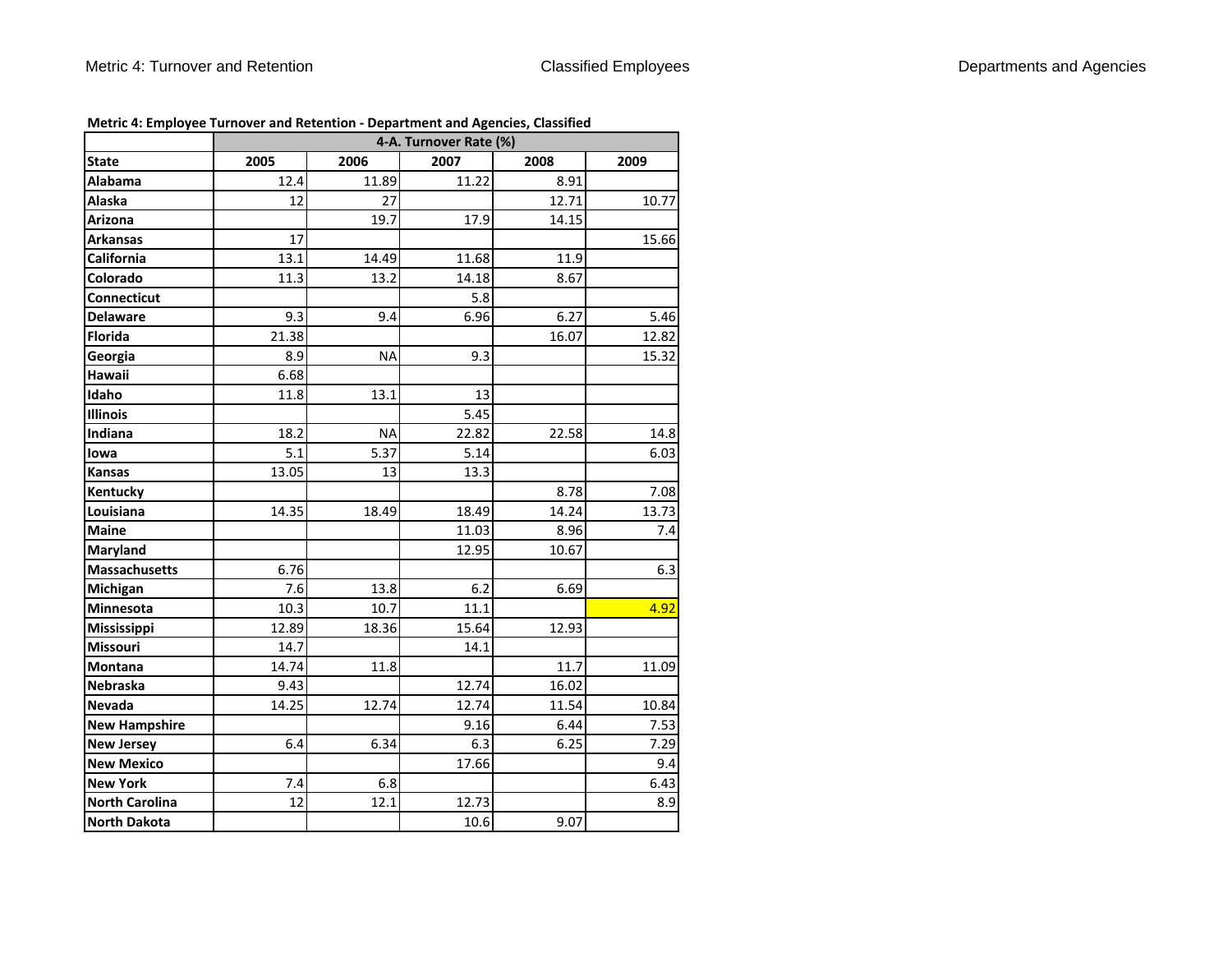**Metric 4: Employee Turnover and Retention - Department and Agencies, Classified**

| | 4-A. Turnover Rate (%) | | | | |
|---|---|---|---|---|---|
| **State** | **2005** | **2006** | **2007** | **2008** | **2009** |
| **Alabama** | 12.4 | 11.89 | 11.22 | 8.91 | |
| **Alaska** | 12 | 27 | | 12.71 | 10.77 |
| **Arizona** | | 19.7 | 17.9 | 14.15 | |
| **Arkansas** | 17 | | | | 15.66 |
| **California** | 13.1 | 14.49 | 11.68 | 11.9 | |
| **Colorado** | 11.3 | 13.2 | 14.18 | 8.67 | |
| **Connecticut** | | | 5.8 | | |
| **Delaware** | 9.3 | 9.4 | 6.96 | 6.27 | 5.46 |
| **Florida** | 21.38 | | | 16.07 | 12.82 |
| **Georgia** | 8.9 | NA | 9.3 | | 15.32 |
| **Hawaii** | 6.68 | | | | |
| **Idaho** | 11.8 | 13.1 | 13 | | |
| **Illinois** | | | 5.45 | | |
| **Indiana** | 18.2 | NA | 22.82 | 22.58 | 14.8 |
| **Iowa** | 5.1 | 5.37 | 5.14 | | 6.03 |
| **Kansas** | 13.05 | 13 | 13.3 | | |
| **Kentucky** | | | | 8.78 | 7.08 |
| **Louisiana** | 14.35 | 18.49 | 18.49 | 14.24 | 13.73 |
| **Maine** | | | 11.03 | 8.96 | 7.4 |
| **Maryland** | | | 12.95 | 10.67 | |
| **Massachusetts** | 6.76 | | | | 6.3 |
| **Michigan** | 7.6 | 13.8 | 6.2 | 6.69 | |
| **Minnesota** | 10.3 | 10.7 | 11.1 | | 4.92 |
| **Mississippi** | 12.89 | 18.36 | 15.64 | 12.93 | |
| **Missouri** | 14.7 | | 14.1 | | |
| **Montana** | 14.74 | 11.8 | | 11.7 | 11.09 |
| **Nebraska** | 9.43 | | 12.74 | 16.02 | |
| **Nevada** | 14.25 | 12.74 | 12.74 | 11.54 | 10.84 |
| **New Hampshire** | | | 9.16 | 6.44 | 7.53 |
| **New Jersey** | 6.4 | 6.34 | 6.3 | 6.25 | 7.29 |
| **New Mexico** | | | 17.66 | | 9.4 |
| **New York** | 7.4 | 6.8 | | | 6.43 |
| **North Carolina** | 12 | 12.1 | 12.73 | | 8.9 |
| **North Dakota** | | | 10.6 | 9.07 | |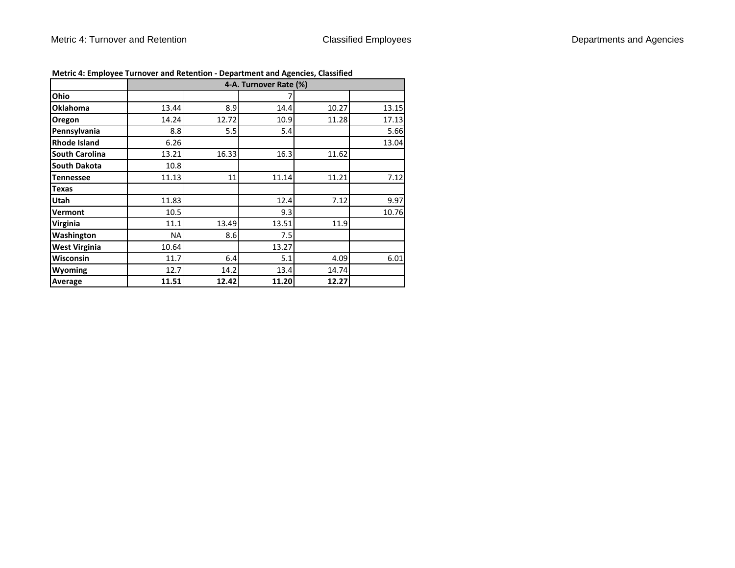**Metric 4: Employee Turnover and Retention - Department and Agencies, Classified**

| | 4-A. Turnover Rate (%) | | | | |
|---|---|---|---|---|---|
| **Ohio** | | | 7 | | |
| **Oklahoma** | 13.44 | 8.9 | 14.4 | 10.27 | 13.15 |
| **Oregon** | 14.24 | 12.72 | 10.9 | 11.28 | 17.13 |
| **Pennsylvania** | 8.8 | 5.5 | 5.4 | | 5.66 |
| **Rhode Island** | 6.26 | | | | 13.04 |
| **South Carolina** | 13.21 | 16.33 | 16.3 | 11.62 | |
| **South Dakota** | 10.8 | | | | |
| **Tennessee** | 11.13 | 11 | 11.14 | 11.21 | 7.12 |
| **Texas** | | | | | |
| **Utah** | 11.83 | | 12.4 | 7.12 | 9.97 |
| **Vermont** | 10.5 | | 9.3 | | 10.76 |
| **Virginia** | 11.1 | 13.49 | 13.51 | 11.9 | |
| **Washington** | NA | 8.6 | 7.5 | | |
| **West Virginia** | 10.64 | | 13.27 | | |
| **Wisconsin** | 11.7 | 6.4 | 5.1 | 4.09 | 6.01 |
| **Wyoming** | 12.7 | 14.2 | 13.4 | 14.74 | |
| **Average** | **11.51** | **12.42** | **11.20** | **12.27** | |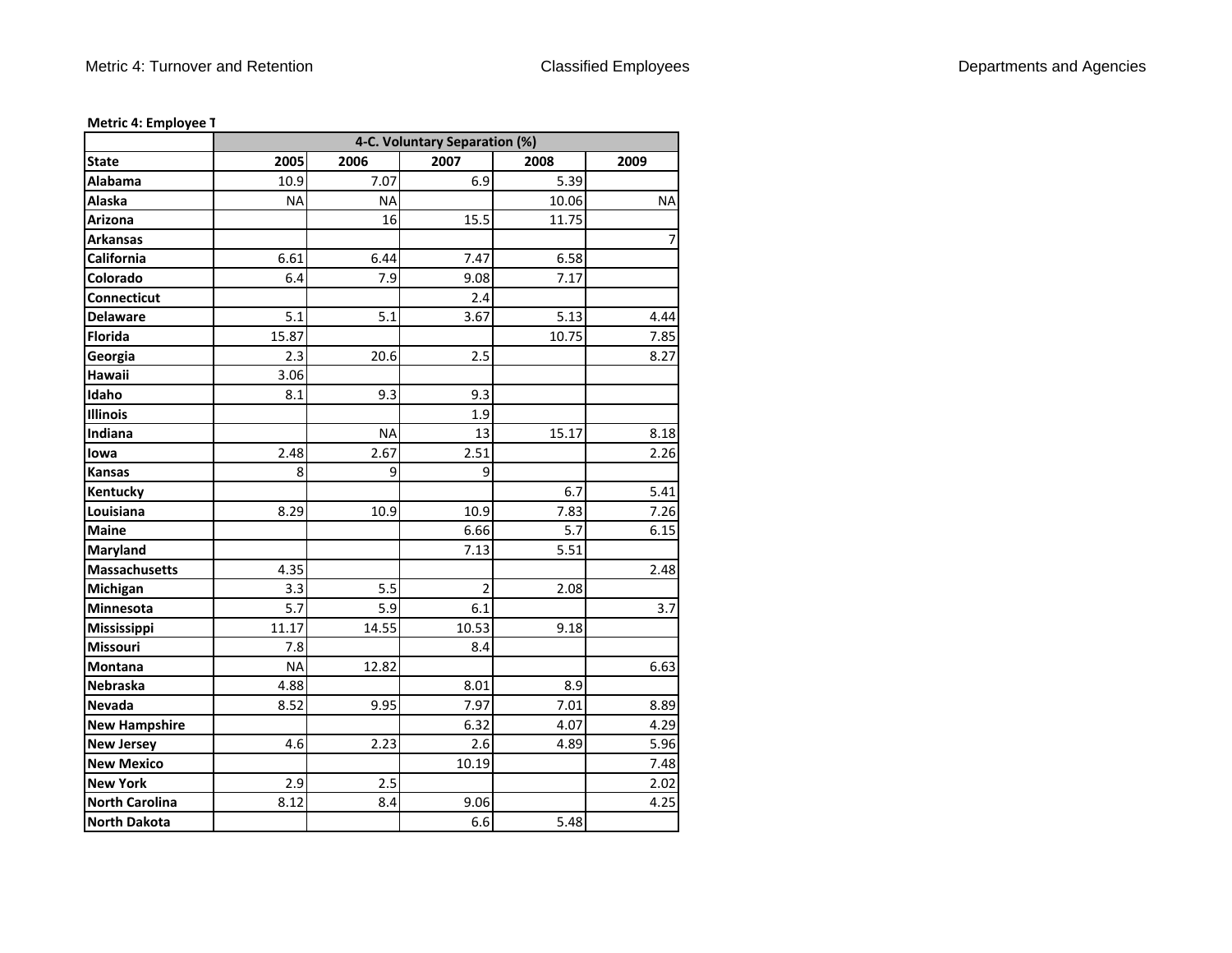**Metric 4: Employee T**

| | 4-C. Voluntary Separation (%) | | | | |
|---|---|---|---|---|---|
| **State** | **2005** | **2006** | **2007** | **2008** | **2009** |
| **Alabama** | 10.9 | 7.07 | 6.9 | 5.39 | |
| **Alaska** | NA | NA | | 10.06 | NA |
| **Arizona** | | 16 | 15.5 | 11.75 | |
| **Arkansas** | | | | | 7 |
| **California** | 6.61 | 6.44 | 7.47 | 6.58 | |
| **Colorado** | 6.4 | 7.9 | 9.08 | 7.17 | |
| **Connecticut** | | | 2.4 | | |
| **Delaware** | 5.1 | 5.1 | 3.67 | 5.13 | 4.44 |
| **Florida** | 15.87 | | | 10.75 | 7.85 |
| **Georgia** | 2.3 | 20.6 | 2.5 | | 8.27 |
| **Hawaii** | 3.06 | | | | |
| **Idaho** | 8.1 | 9.3 | 9.3 | | |
| **Illinois** | | | 1.9 | | |
| **Indiana** | | NA | 13 | 15.17 | 8.18 |
| **Iowa** | 2.48 | 2.67 | 2.51 | | 2.26 |
| **Kansas** | 8 | 9 | 9 | | |
| **Kentucky** | | | | 6.7 | 5.41 |
| **Louisiana** | 8.29 | 10.9 | 10.9 | 7.83 | 7.26 |
| **Maine** | | | 6.66 | 5.7 | 6.15 |
| **Maryland** | | | 7.13 | 5.51 | |
| **Massachusetts** | 4.35 | | | | 2.48 |
| **Michigan** | 3.3 | 5.5 | 2 | 2.08 | |
| **Minnesota** | 5.7 | 5.9 | 6.1 | | 3.7 |
| **Mississippi** | 11.17 | 14.55 | 10.53 | 9.18 | |
| **Missouri** | 7.8 | | 8.4 | | |
| **Montana** | NA | 12.82 | | | 6.63 |
| **Nebraska** | 4.88 | | 8.01 | 8.9 | |
| **Nevada** | 8.52 | 9.95 | 7.97 | 7.01 | 8.89 |
| **New Hampshire** | | | 6.32 | 4.07 | 4.29 |
| **New Jersey** | 4.6 | 2.23 | 2.6 | 4.89 | 5.96 |
| **New Mexico** | | | 10.19 | | 7.48 |
| **New York** | 2.9 | 2.5 | | | 2.02 |
| **North Carolina** | 8.12 | 8.4 | 9.06 | | 4.25 |
| **North Dakota** | | | 6.6 | 5.48 | |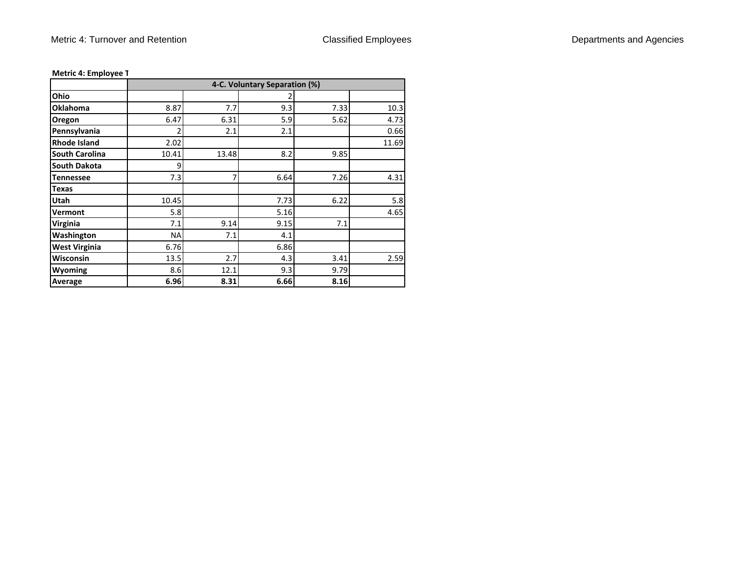**Metric 4: Employee T**

| | 4-C. Voluntary Separation (%) | | | | |
|---|---|---|---|---|---|
| **Ohio** | | | 2 | | |
| **Oklahoma** | 8.87 | 7.7 | 9.3 | 7.33 | 10.3 |
| **Oregon** | 6.47 | 6.31 | 5.9 | 5.62 | 4.73 |
| **Pennsylvania** | 2 | 2.1 | 2.1 | | 0.66 |
| **Rhode Island** | 2.02 | | | | 11.69 |
| **South Carolina** | 10.41 | 13.48 | 8.2 | 9.85 | |
| **South Dakota** | 9 | | | | |
| **Tennessee** | 7.3 | 7 | 6.64 | 7.26 | 4.31 |
| **Texas** | | | | | |
| **Utah** | 10.45 | | 7.73 | 6.22 | 5.8 |
| **Vermont** | 5.8 | | 5.16 | | 4.65 |
| **Virginia** | 7.1 | 9.14 | 9.15 | 7.1 | |
| **Washington** | NA | 7.1 | 4.1 | | |
| **West Virginia** | 6.76 | | 6.86 | | |
| **Wisconsin** | 13.5 | 2.7 | 4.3 | 3.41 | 2.59 |
| **Wyoming** | 8.6 | 12.1 | 9.3 | 9.79 | |
| **Average** | **6.96** | **8.31** | **6.66** | **8.16** | |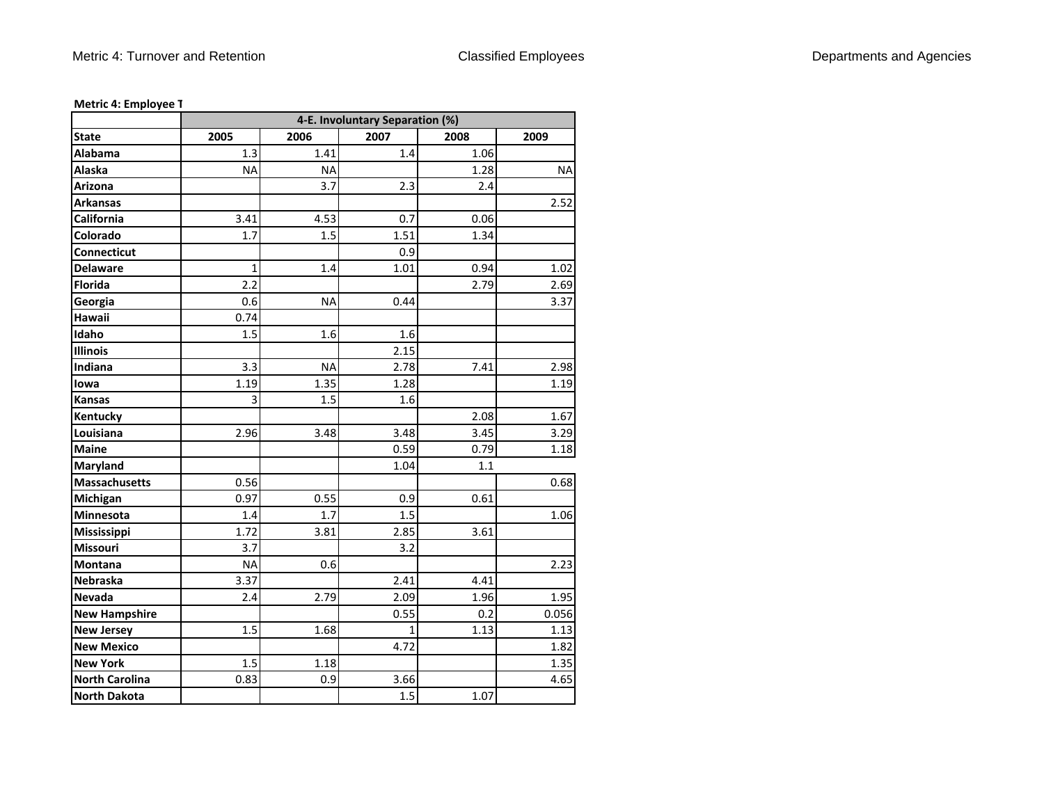**Metric 4: Employee T**

| | 4-E. Involuntary Separation (%) | | | | |
|---|---|---|---|---|---|
| **State** | **2005** | **2006** | **2007** | **2008** | **2009** |
| **Alabama** | 1.3 | 1.41 | 1.4 | 1.06 | |
| **Alaska** | NA | NA | | 1.28 | NA |
| **Arizona** | | 3.7 | 2.3 | 2.4 | |
| **Arkansas** | | | | | 2.52 |
| **California** | 3.41 | 4.53 | 0.7 | 0.06 | |
| **Colorado** | 1.7 | 1.5 | 1.51 | 1.34 | |
| **Connecticut** | | | 0.9 | | |
| **Delaware** | 1 | 1.4 | 1.01 | 0.94 | 1.02 |
| **Florida** | 2.2 | | | 2.79 | 2.69 |
| **Georgia** | 0.6 | NA | 0.44 | | 3.37 |
| **Hawaii** | 0.74 | | | | |
| **Idaho** | 1.5 | 1.6 | 1.6 | | |
| **Illinois** | | | 2.15 | | |
| **Indiana** | 3.3 | NA | 2.78 | 7.41 | 2.98 |
| **Iowa** | 1.19 | 1.35 | 1.28 | | 1.19 |
| **Kansas** | 3 | 1.5 | 1.6 | | |
| **Kentucky** | | | | 2.08 | 1.67 |
| **Louisiana** | 2.96 | 3.48 | 3.48 | 3.45 | 3.29 |
| **Maine** | | | 0.59 | 0.79 | 1.18 |
| **Maryland** | | | 1.04 | 1.1 | |
| **Massachusetts** | 0.56 | | | | 0.68 |
| **Michigan** | 0.97 | 0.55 | 0.9 | 0.61 | |
| **Minnesota** | 1.4 | 1.7 | 1.5 | | 1.06 |
| **Mississippi** | 1.72 | 3.81 | 2.85 | 3.61 | |
| **Missouri** | 3.7 | | 3.2 | | |
| **Montana** | NA | 0.6 | | | 2.23 |
| **Nebraska** | 3.37 | | 2.41 | 4.41 | |
| **Nevada** | 2.4 | 2.79 | 2.09 | 1.96 | 1.95 |
| **New Hampshire** | | | 0.55 | 0.2 | 0.056 |
| **New Jersey** | 1.5 | 1.68 | 1 | 1.13 | 1.13 |
| **New Mexico** | | | 4.72 | | 1.82 |
| **New York** | 1.5 | 1.18 | | | 1.35 |
| **North Carolina** | 0.83 | 0.9 | 3.66 | | 4.65 |
| **North Dakota** | | | 1.5 | 1.07 | |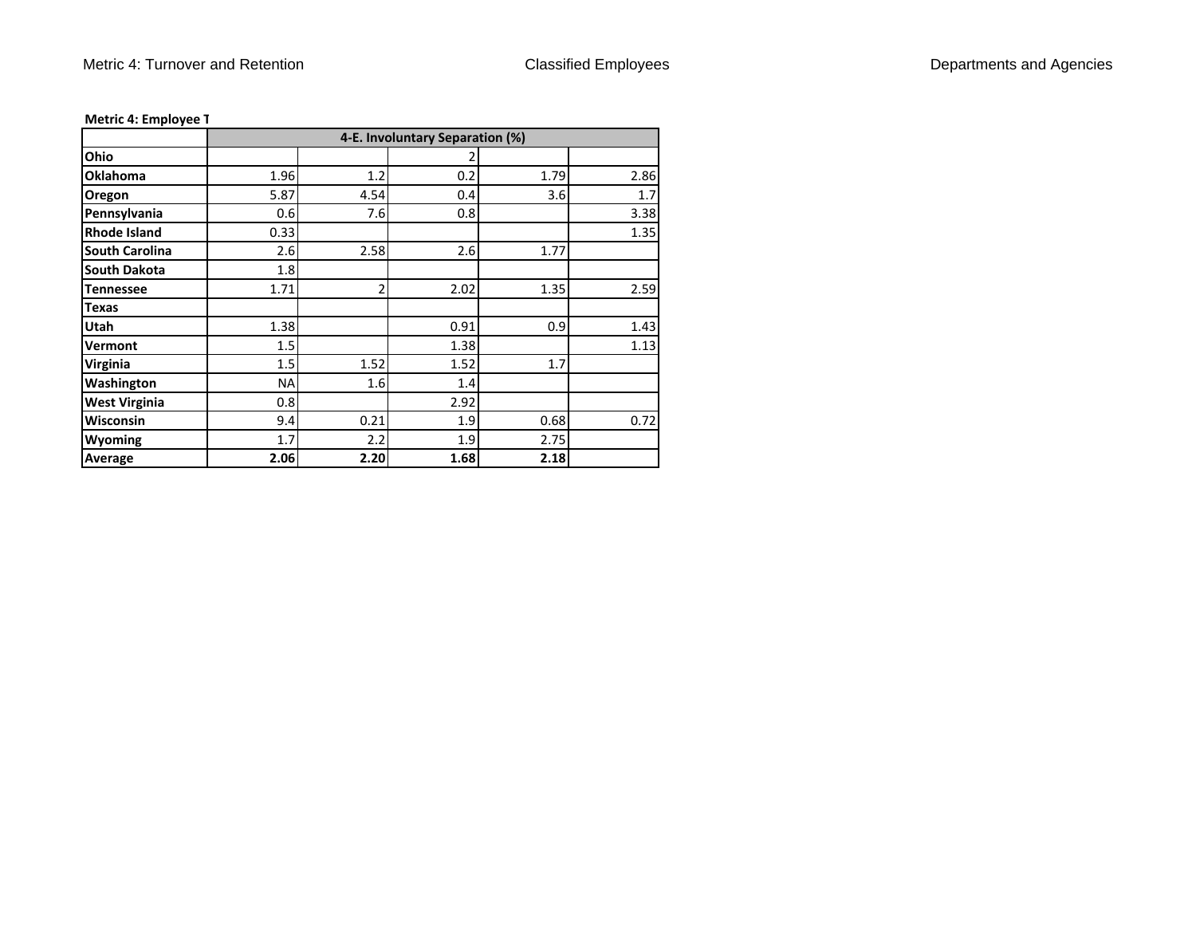**Metric 4: Employee T**

| | 4-E. Involuntary Separation (%) | | | | |
|---|---|---|---|---|---|
| **Ohio** | | | 2 | | |
| **Oklahoma** | 1.96 | 1.2 | 0.2 | 1.79 | 2.86 |
| **Oregon** | 5.87 | 4.54 | 0.4 | 3.6 | 1.7 |
| **Pennsylvania** | 0.6 | 7.6 | 0.8 | | 3.38 |
| **Rhode Island** | 0.33 | | | | 1.35 |
| **South Carolina** | 2.6 | 2.58 | 2.6 | 1.77 | |
| **South Dakota** | 1.8 | | | | |
| **Tennessee** | 1.71 | 2 | 2.02 | 1.35 | 2.59 |
| **Texas** | | | | | |
| **Utah** | 1.38 | | 0.91 | 0.9 | 1.43 |
| **Vermont** | 1.5 | | 1.38 | | 1.13 |
| **Virginia** | 1.5 | 1.52 | 1.52 | 1.7 | |
| **Washington** | NA | 1.6 | 1.4 | | |
| **West Virginia** | 0.8 | | 2.92 | | |
| **Wisconsin** | 9.4 | 0.21 | 1.9 | 0.68 | 0.72 |
| **Wyoming** | 1.7 | 2.2 | 1.9 | 2.75 | |
| **Average** | **2.06** | **2.20** | **1.68** | **2.18** | |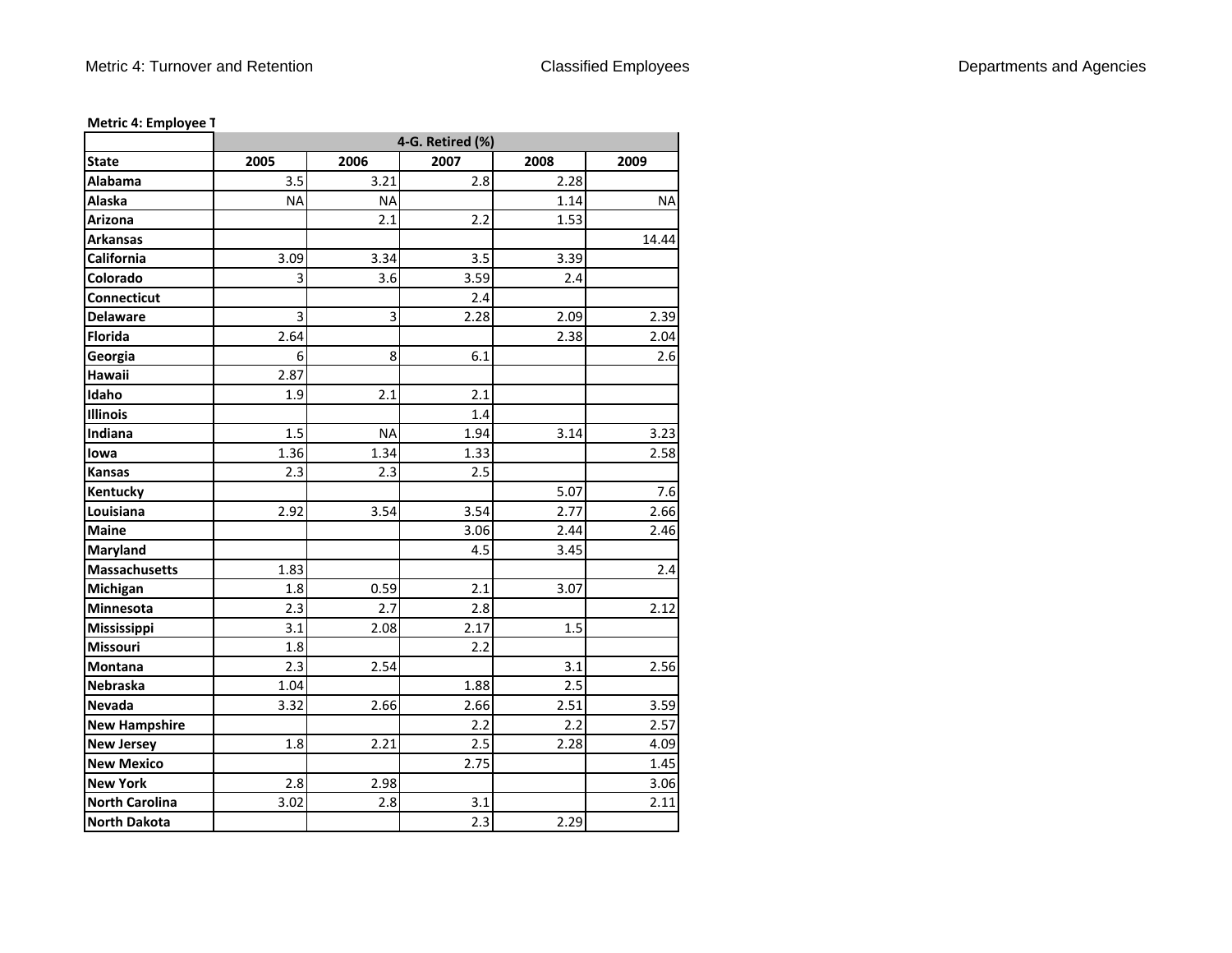**Metric 4: Employee T**

| | 4-G. Retired (%) | | | | |
|---|---|---|---|---|---|
| **State** | **2005** | **2006** | **2007** | **2008** | **2009** |
| **Alabama** | 3.5 | 3.21 | 2.8 | 2.28 | |
| **Alaska** | NA | NA | | 1.14 | NA |
| **Arizona** | | 2.1 | 2.2 | 1.53 | |
| **Arkansas** | | | | | 14.44 |
| **California** | 3.09 | 3.34 | 3.5 | 3.39 | |
| **Colorado** | 3 | 3.6 | 3.59 | 2.4 | |
| **Connecticut** | | | 2.4 | | |
| **Delaware** | 3 | 3 | 2.28 | 2.09 | 2.39 |
| **Florida** | 2.64 | | | 2.38 | 2.04 |
| **Georgia** | 6 | 8 | 6.1 | | 2.6 |
| **Hawaii** | 2.87 | | | | |
| **Idaho** | 1.9 | 2.1 | 2.1 | | |
| **Illinois** | | | 1.4 | | |
| **Indiana** | 1.5 | NA | 1.94 | 3.14 | 3.23 |
| **Iowa** | 1.36 | 1.34 | 1.33 | | 2.58 |
| **Kansas** | 2.3 | 2.3 | 2.5 | | |
| **Kentucky** | | | | 5.07 | 7.6 |
| **Louisiana** | 2.92 | 3.54 | 3.54 | 2.77 | 2.66 |
| **Maine** | | | 3.06 | 2.44 | 2.46 |
| **Maryland** | | | 4.5 | 3.45 | |
| **Massachusetts** | 1.83 | | | | 2.4 |
| **Michigan** | 1.8 | 0.59 | 2.1 | 3.07 | |
| **Minnesota** | 2.3 | 2.7 | 2.8 | | 2.12 |
| **Mississippi** | 3.1 | 2.08 | 2.17 | 1.5 | |
| **Missouri** | 1.8 | | 2.2 | | |
| **Montana** | 2.3 | 2.54 | | 3.1 | 2.56 |
| **Nebraska** | 1.04 | | 1.88 | 2.5 | |
| **Nevada** | 3.32 | 2.66 | 2.66 | 2.51 | 3.59 |
| **New Hampshire** | | | 2.2 | 2.2 | 2.57 |
| **New Jersey** | 1.8 | 2.21 | 2.5 | 2.28 | 4.09 |
| **New Mexico** | | | 2.75 | | 1.45 |
| **New York** | 2.8 | 2.98 | | | 3.06 |
| **North Carolina** | 3.02 | 2.8 | 3.1 | | 2.11 |
| **North Dakota** | | | 2.3 | 2.29 | |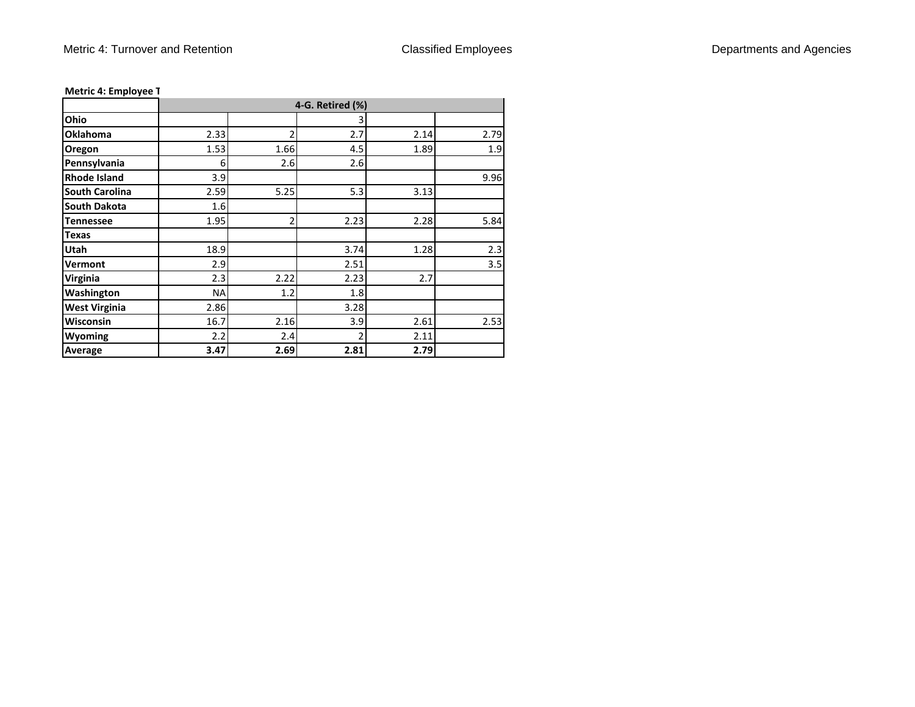Metric 4: Turnover and Retention — Classified Employees — Departments and Agencies

**Metric 4: Employee T**

| | 4-G. Retired (%) | | | | |
|---|---|---|---|---|---|
| **Ohio** | | | 3 | | |
| **Oklahoma** | 2.33 | 2 | 2.7 | 2.14 | 2.79 |
| **Oregon** | 1.53 | 1.66 | 4.5 | 1.89 | 1.9 |
| **Pennsylvania** | 6 | 2.6 | 2.6 | | |
| **Rhode Island** | 3.9 | | | | 9.96 |
| **South Carolina** | 2.59 | 5.25 | 5.3 | 3.13 | |
| **South Dakota** | 1.6 | | | | |
| **Tennessee** | 1.95 | 2 | 2.23 | 2.28 | 5.84 |
| **Texas** | | | | | |
| **Utah** | 18.9 | | 3.74 | 1.28 | 2.3 |
| **Vermont** | 2.9 | | 2.51 | | 3.5 |
| **Virginia** | 2.3 | 2.22 | 2.23 | 2.7 | |
| **Washington** | NA | 1.2 | 1.8 | | |
| **West Virginia** | 2.86 | | 3.28 | | |
| **Wisconsin** | 16.7 | 2.16 | 3.9 | 2.61 | 2.53 |
| **Wyoming** | 2.2 | 2.4 | 2 | 2.11 | |
| **Average** | **3.47** | **2.69** | **2.81** | **2.79** | |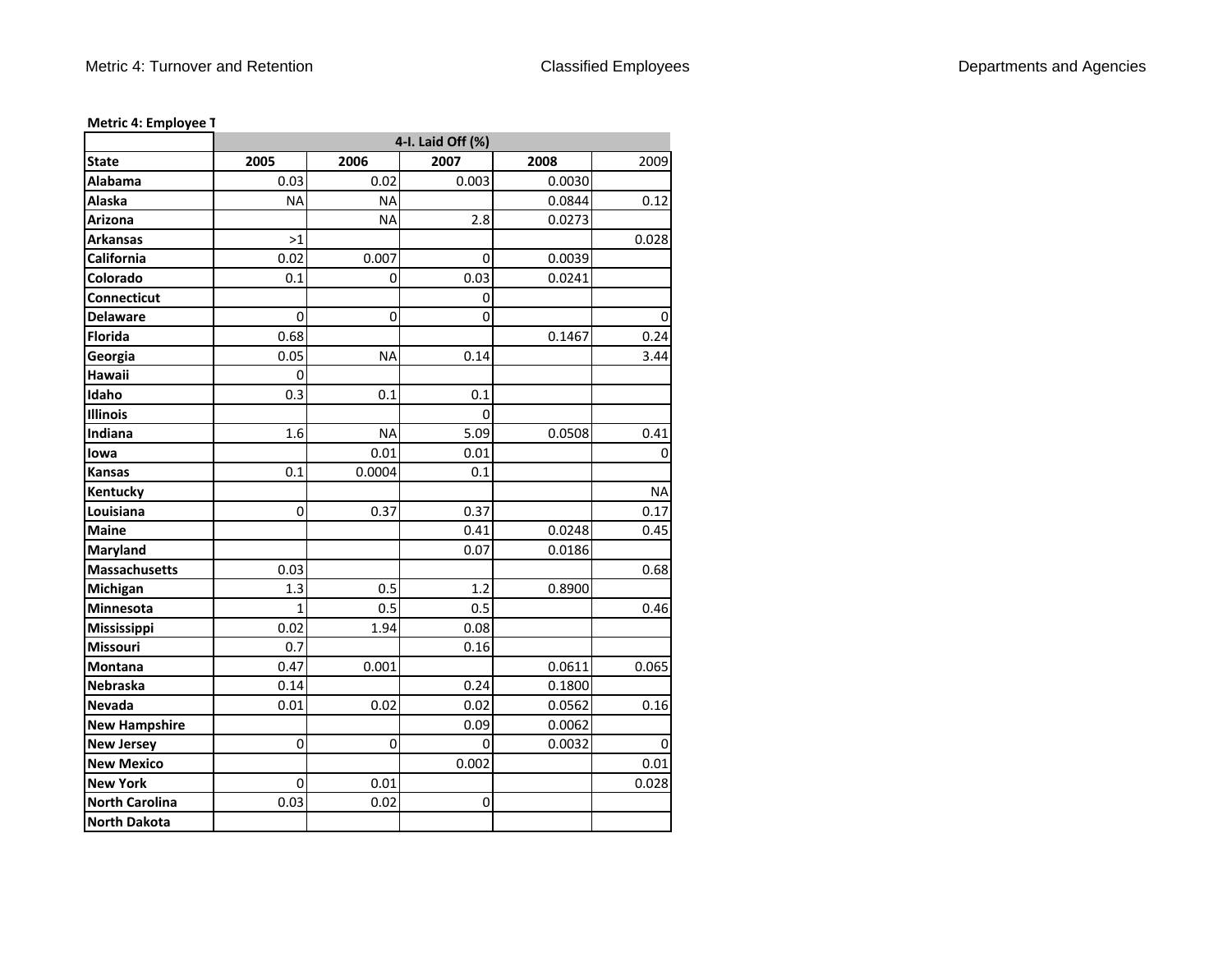**Metric 4: Employee T**

| | 4-I. Laid Off (%) | | | | |
|---|---|---|---|---|---|
| **State** | **2005** | **2006** | **2007** | **2008** | 2009 |
| **Alabama** | 0.03 | 0.02 | 0.003 | 0.0030 | |
| **Alaska** | NA | NA | | 0.0844 | 0.12 |
| **Arizona** | | NA | 2.8 | 0.0273 | |
| **Arkansas** | >1 | | | | 0.028 |
| **California** | 0.02 | 0.007 | 0 | 0.0039 | |
| **Colorado** | 0.1 | 0 | 0.03 | 0.0241 | |
| **Connecticut** | | | 0 | | |
| **Delaware** | 0 | 0 | 0 | | 0 |
| **Florida** | 0.68 | | | 0.1467 | 0.24 |
| **Georgia** | 0.05 | NA | 0.14 | | 3.44 |
| **Hawaii** | 0 | | | | |
| **Idaho** | 0.3 | 0.1 | 0.1 | | |
| **Illinois** | | | 0 | | |
| **Indiana** | 1.6 | NA | 5.09 | 0.0508 | 0.41 |
| **Iowa** | | 0.01 | 0.01 | | 0 |
| **Kansas** | 0.1 | 0.0004 | 0.1 | | |
| **Kentucky** | | | | | NA |
| **Louisiana** | 0 | 0.37 | 0.37 | | 0.17 |
| **Maine** | | | 0.41 | 0.0248 | 0.45 |
| **Maryland** | | | 0.07 | 0.0186 | |
| **Massachusetts** | 0.03 | | | | 0.68 |
| **Michigan** | 1.3 | 0.5 | 1.2 | 0.8900 | |
| **Minnesota** | 1 | 0.5 | 0.5 | | 0.46 |
| **Mississippi** | 0.02 | 1.94 | 0.08 | | |
| **Missouri** | 0.7 | | 0.16 | | |
| **Montana** | 0.47 | 0.001 | | 0.0611 | 0.065 |
| **Nebraska** | 0.14 | | 0.24 | 0.1800 | |
| **Nevada** | 0.01 | 0.02 | 0.02 | 0.0562 | 0.16 |
| **New Hampshire** | | | 0.09 | 0.0062 | |
| **New Jersey** | 0 | 0 | 0 | 0.0032 | 0 |
| **New Mexico** | | | 0.002 | | 0.01 |
| **New York** | 0 | 0.01 | | | 0.028 |
| **North Carolina** | 0.03 | 0.02 | 0 | | |
| **North Dakota** | | | | | |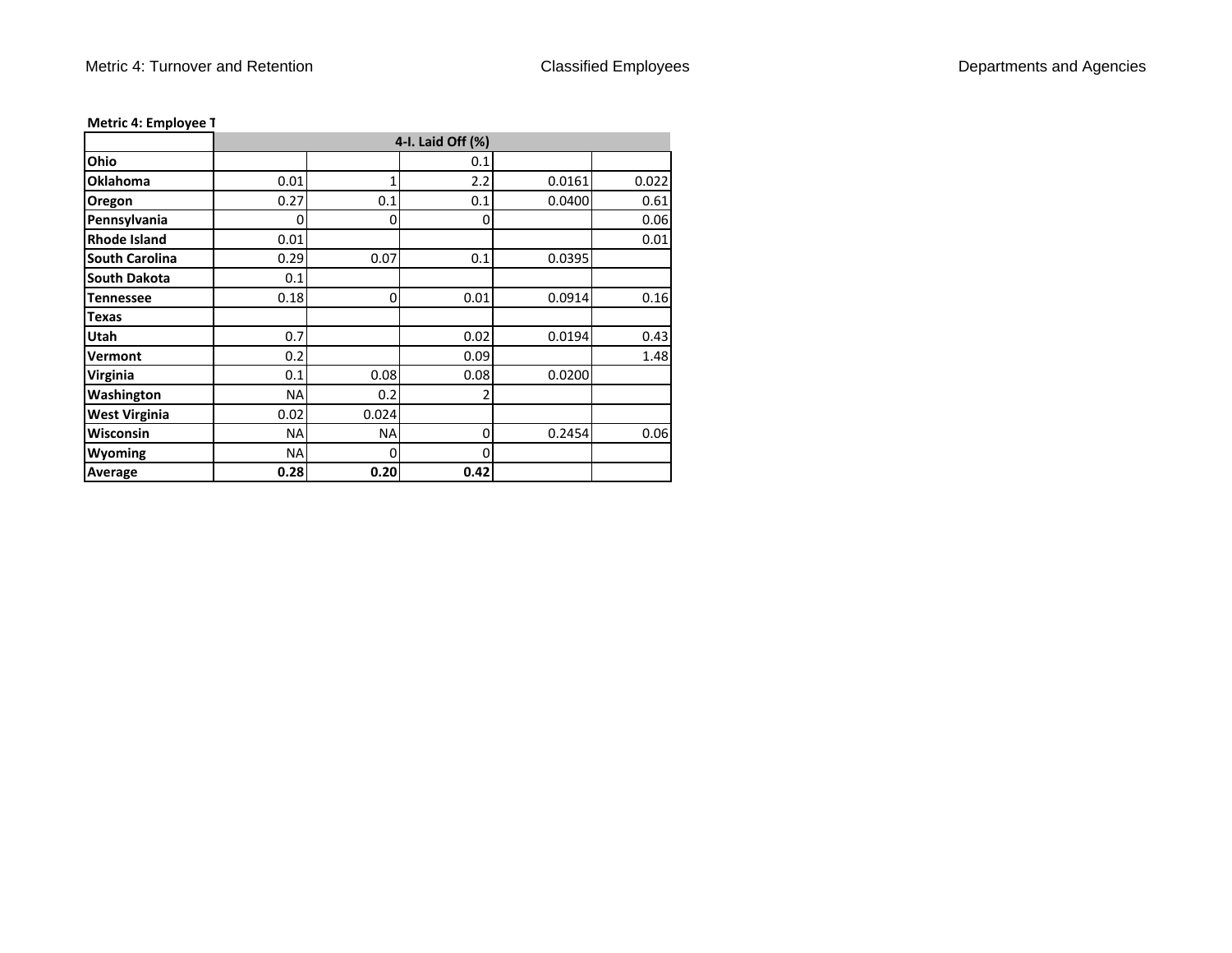**Metric 4: Employee T**

| | 4-I. Laid Off (%) | | | | |
|---|---|---|---|---|---|
| **Ohio** | | | 0.1 | | |
| **Oklahoma** | 0.01 | 1 | 2.2 | 0.0161 | 0.022 |
| **Oregon** | 0.27 | 0.1 | 0.1 | 0.0400 | 0.61 |
| **Pennsylvania** | 0 | 0 | 0 | | 0.06 |
| **Rhode Island** | 0.01 | | | | 0.01 |
| **South Carolina** | 0.29 | 0.07 | 0.1 | 0.0395 | |
| **South Dakota** | 0.1 | | | | |
| **Tennessee** | 0.18 | 0 | 0.01 | 0.0914 | 0.16 |
| **Texas** | | | | | |
| **Utah** | 0.7 | | 0.02 | 0.0194 | 0.43 |
| **Vermont** | 0.2 | | 0.09 | | 1.48 |
| **Virginia** | 0.1 | 0.08 | 0.08 | 0.0200 | |
| **Washington** | NA | 0.2 | 2 | | |
| **West Virginia** | 0.02 | 0.024 | | | |
| **Wisconsin** | NA | NA | 0 | 0.2454 | 0.06 |
| **Wyoming** | NA | 0 | 0 | | |
| **Average** | **0.28** | **0.20** | **0.42** | | |